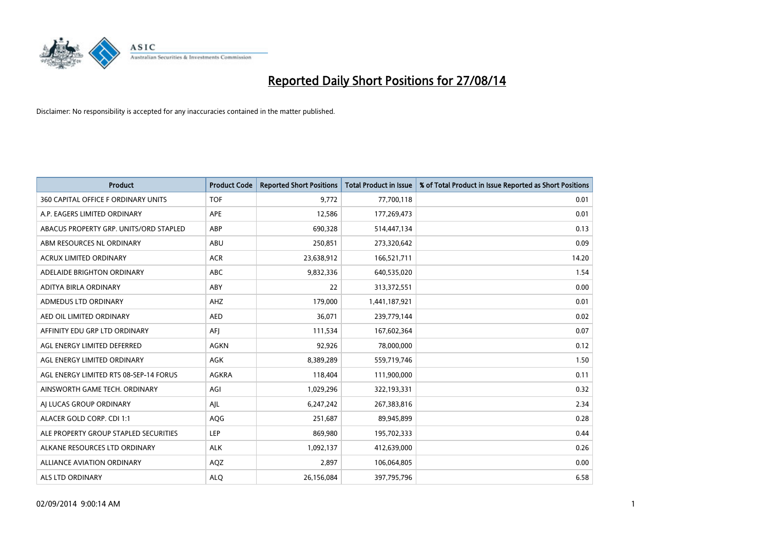# Reported Daily Short Positions for 27/08/14

Disclaimer: No responsibility is accepted for any inaccuracies contained in the matter published.

| Product | Product Code | Reported Short Positions | Total Product in Issue | % of Total Product in Issue Reported as Short Positions |
|---|---|---|---|---|
| 360 CAPITAL OFFICE F ORDINARY UNITS | TOF | 9,772 | 77,700,118 | 0.01 |
| A.P. EAGERS LIMITED ORDINARY | APE | 12,586 | 177,269,473 | 0.01 |
| ABACUS PROPERTY GRP. UNITS/ORD STAPLED | ABP | 690,328 | 514,447,134 | 0.13 |
| ABM RESOURCES NL ORDINARY | ABU | 250,851 | 273,320,642 | 0.09 |
| ACRUX LIMITED ORDINARY | ACR | 23,638,912 | 166,521,711 | 14.20 |
| ADELAIDE BRIGHTON ORDINARY | ABC | 9,832,336 | 640,535,020 | 1.54 |
| ADITYA BIRLA ORDINARY | ABY | 22 | 313,372,551 | 0.00 |
| ADMEDUS LTD ORDINARY | AHZ | 179,000 | 1,441,187,921 | 0.01 |
| AED OIL LIMITED ORDINARY | AED | 36,071 | 239,779,144 | 0.02 |
| AFFINITY EDU GRP LTD ORDINARY | AFJ | 111,534 | 167,602,364 | 0.07 |
| AGL ENERGY LIMITED DEFERRED | AGKN | 92,926 | 78,000,000 | 0.12 |
| AGL ENERGY LIMITED ORDINARY | AGK | 8,389,289 | 559,719,746 | 1.50 |
| AGL ENERGY LIMITED RTS 08-SEP-14 FORUS | AGKRA | 118,404 | 111,900,000 | 0.11 |
| AINSWORTH GAME TECH. ORDINARY | AGI | 1,029,296 | 322,193,331 | 0.32 |
| AJ LUCAS GROUP ORDINARY | AJL | 6,247,242 | 267,383,816 | 2.34 |
| ALACER GOLD CORP. CDI 1:1 | AQG | 251,687 | 89,945,899 | 0.28 |
| ALE PROPERTY GROUP STAPLED SECURITIES | LEP | 869,980 | 195,702,333 | 0.44 |
| ALKANE RESOURCES LTD ORDINARY | ALK | 1,092,137 | 412,639,000 | 0.26 |
| ALLIANCE AVIATION ORDINARY | AQZ | 2,897 | 106,064,805 | 0.00 |
| ALS LTD ORDINARY | ALQ | 26,156,084 | 397,795,796 | 6.58 |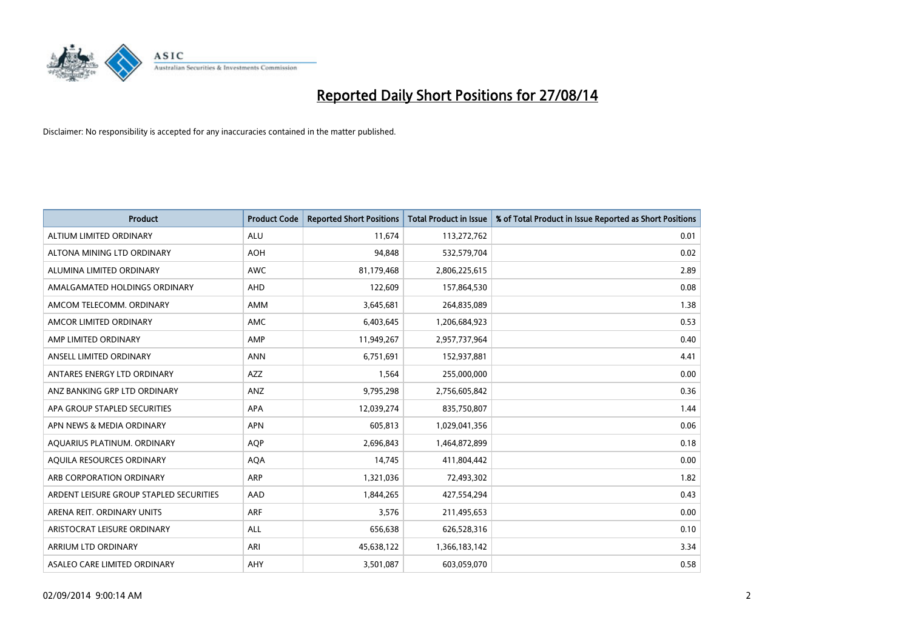# Reported Daily Short Positions for 27/08/14

Disclaimer: No responsibility is accepted for any inaccuracies contained in the matter published.

| Product | Product Code | Reported Short Positions | Total Product in Issue | % of Total Product in Issue Reported as Short Positions |
|---|---|---|---|---|
| ALTIUM LIMITED ORDINARY | ALU | 11,674 | 113,272,762 | 0.01 |
| ALTONA MINING LTD ORDINARY | AOH | 94,848 | 532,579,704 | 0.02 |
| ALUMINA LIMITED ORDINARY | AWC | 81,179,468 | 2,806,225,615 | 2.89 |
| AMALGAMATED HOLDINGS ORDINARY | AHD | 122,609 | 157,864,530 | 0.08 |
| AMCOM TELECOMM. ORDINARY | AMM | 3,645,681 | 264,835,089 | 1.38 |
| AMCOR LIMITED ORDINARY | AMC | 6,403,645 | 1,206,684,923 | 0.53 |
| AMP LIMITED ORDINARY | AMP | 11,949,267 | 2,957,737,964 | 0.40 |
| ANSELL LIMITED ORDINARY | ANN | 6,751,691 | 152,937,881 | 4.41 |
| ANTARES ENERGY LTD ORDINARY | AZZ | 1,564 | 255,000,000 | 0.00 |
| ANZ BANKING GRP LTD ORDINARY | ANZ | 9,795,298 | 2,756,605,842 | 0.36 |
| APA GROUP STAPLED SECURITIES | APA | 12,039,274 | 835,750,807 | 1.44 |
| APN NEWS & MEDIA ORDINARY | APN | 605,813 | 1,029,041,356 | 0.06 |
| AQUARIUS PLATINUM. ORDINARY | AQP | 2,696,843 | 1,464,872,899 | 0.18 |
| AQUILA RESOURCES ORDINARY | AQA | 14,745 | 411,804,442 | 0.00 |
| ARB CORPORATION ORDINARY | ARP | 1,321,036 | 72,493,302 | 1.82 |
| ARDENT LEISURE GROUP STAPLED SECURITIES | AAD | 1,844,265 | 427,554,294 | 0.43 |
| ARENA REIT. ORDINARY UNITS | ARF | 3,576 | 211,495,653 | 0.00 |
| ARISTOCRAT LEISURE ORDINARY | ALL | 656,638 | 626,528,316 | 0.10 |
| ARRIUM LTD ORDINARY | ARI | 45,638,122 | 1,366,183,142 | 3.34 |
| ASALEO CARE LIMITED ORDINARY | AHY | 3,501,087 | 603,059,070 | 0.58 |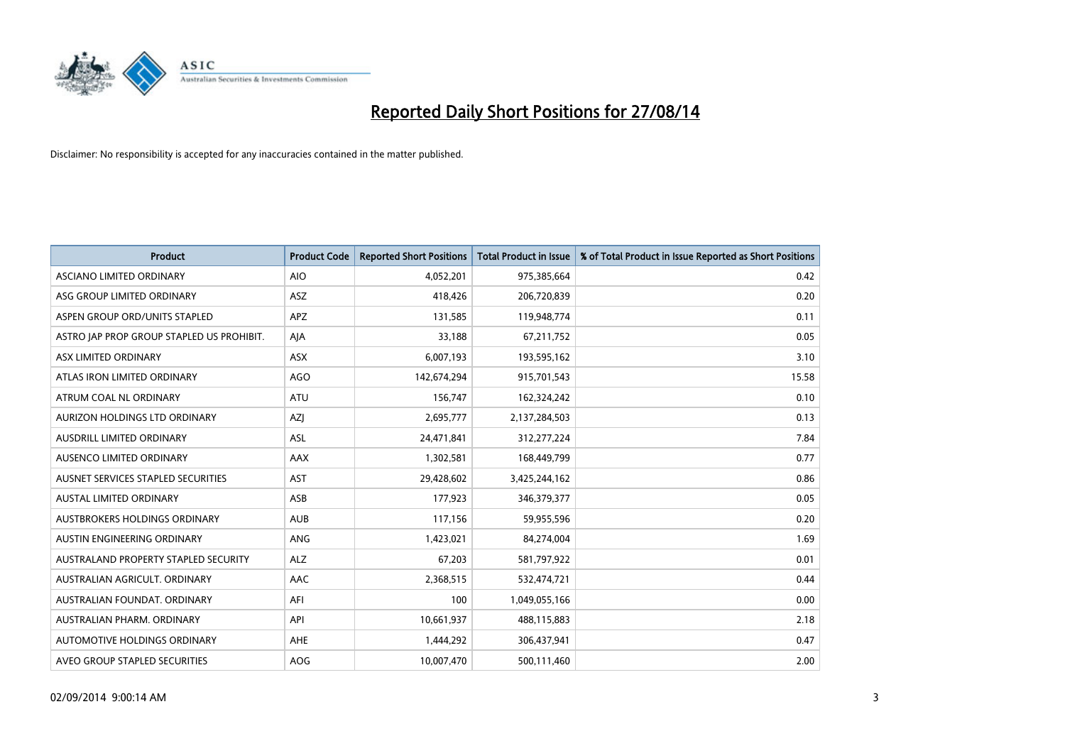# Reported Daily Short Positions for 27/08/14

Disclaimer: No responsibility is accepted for any inaccuracies contained in the matter published.

| Product | Product Code | Reported Short Positions | Total Product in Issue | % of Total Product in Issue Reported as Short Positions |
|---|---|---|---|---|
| ASCIANO LIMITED ORDINARY | AIO | 4,052,201 | 975,385,664 | 0.42 |
| ASG GROUP LIMITED ORDINARY | ASZ | 418,426 | 206,720,839 | 0.20 |
| ASPEN GROUP ORD/UNITS STAPLED | APZ | 131,585 | 119,948,774 | 0.11 |
| ASTRO JAP PROP GROUP STAPLED US PROHIBIT. | AJA | 33,188 | 67,211,752 | 0.05 |
| ASX LIMITED ORDINARY | ASX | 6,007,193 | 193,595,162 | 3.10 |
| ATLAS IRON LIMITED ORDINARY | AGO | 142,674,294 | 915,701,543 | 15.58 |
| ATRUM COAL NL ORDINARY | ATU | 156,747 | 162,324,242 | 0.10 |
| AURIZON HOLDINGS LTD ORDINARY | AZJ | 2,695,777 | 2,137,284,503 | 0.13 |
| AUSDRILL LIMITED ORDINARY | ASL | 24,471,841 | 312,277,224 | 7.84 |
| AUSENCO LIMITED ORDINARY | AAX | 1,302,581 | 168,449,799 | 0.77 |
| AUSNET SERVICES STAPLED SECURITIES | AST | 29,428,602 | 3,425,244,162 | 0.86 |
| AUSTAL LIMITED ORDINARY | ASB | 177,923 | 346,379,377 | 0.05 |
| AUSTBROKERS HOLDINGS ORDINARY | AUB | 117,156 | 59,955,596 | 0.20 |
| AUSTIN ENGINEERING ORDINARY | ANG | 1,423,021 | 84,274,004 | 1.69 |
| AUSTRALAND PROPERTY STAPLED SECURITY | ALZ | 67,203 | 581,797,922 | 0.01 |
| AUSTRALIAN AGRICULT. ORDINARY | AAC | 2,368,515 | 532,474,721 | 0.44 |
| AUSTRALIAN FOUNDAT. ORDINARY | AFI | 100 | 1,049,055,166 | 0.00 |
| AUSTRALIAN PHARM. ORDINARY | API | 10,661,937 | 488,115,883 | 2.18 |
| AUTOMOTIVE HOLDINGS ORDINARY | AHE | 1,444,292 | 306,437,941 | 0.47 |
| AVEO GROUP STAPLED SECURITIES | AOG | 10,007,470 | 500,111,460 | 2.00 |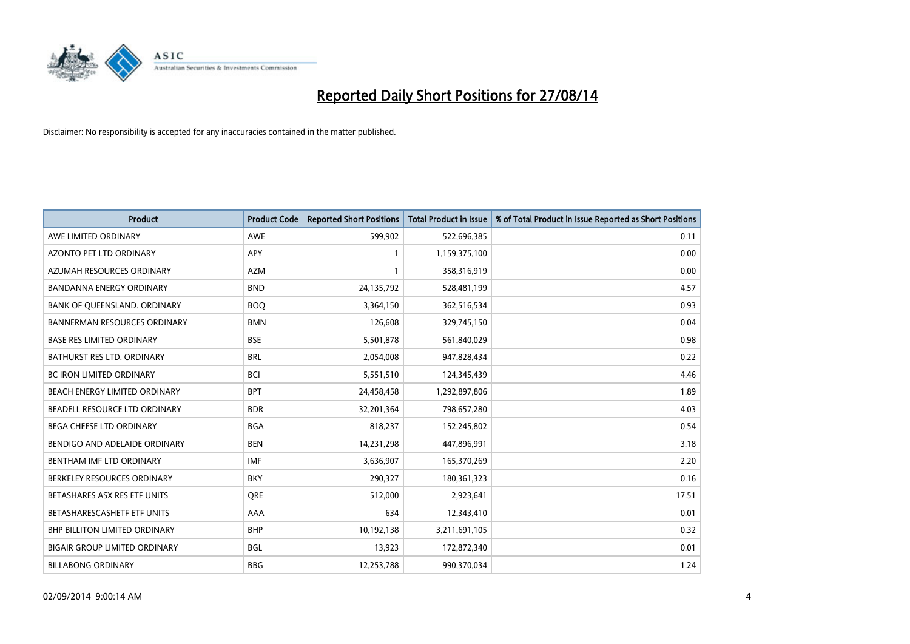# Reported Daily Short Positions for 27/08/14

Disclaimer: No responsibility is accepted for any inaccuracies contained in the matter published.

| Product | Product Code | Reported Short Positions | Total Product in Issue | % of Total Product in Issue Reported as Short Positions |
|---|---|---|---|---|
| AWE LIMITED ORDINARY | AWE | 599,902 | 522,696,385 | 0.11 |
| AZONTO PET LTD ORDINARY | APY | 1 | 1,159,375,100 | 0.00 |
| AZUMAH RESOURCES ORDINARY | AZM | 1 | 358,316,919 | 0.00 |
| BANDANNA ENERGY ORDINARY | BND | 24,135,792 | 528,481,199 | 4.57 |
| BANK OF QUEENSLAND. ORDINARY | BOQ | 3,364,150 | 362,516,534 | 0.93 |
| BANNERMAN RESOURCES ORDINARY | BMN | 126,608 | 329,745,150 | 0.04 |
| BASE RES LIMITED ORDINARY | BSE | 5,501,878 | 561,840,029 | 0.98 |
| BATHURST RES LTD. ORDINARY | BRL | 2,054,008 | 947,828,434 | 0.22 |
| BC IRON LIMITED ORDINARY | BCI | 5,551,510 | 124,345,439 | 4.46 |
| BEACH ENERGY LIMITED ORDINARY | BPT | 24,458,458 | 1,292,897,806 | 1.89 |
| BEADELL RESOURCE LTD ORDINARY | BDR | 32,201,364 | 798,657,280 | 4.03 |
| BEGA CHEESE LTD ORDINARY | BGA | 818,237 | 152,245,802 | 0.54 |
| BENDIGO AND ADELAIDE ORDINARY | BEN | 14,231,298 | 447,896,991 | 3.18 |
| BENTHAM IMF LTD ORDINARY | IMF | 3,636,907 | 165,370,269 | 2.20 |
| BERKELEY RESOURCES ORDINARY | BKY | 290,327 | 180,361,323 | 0.16 |
| BETASHARES ASX RES ETF UNITS | QRE | 512,000 | 2,923,641 | 17.51 |
| BETASHARESCASHETF ETF UNITS | AAA | 634 | 12,343,410 | 0.01 |
| BHP BILLITON LIMITED ORDINARY | BHP | 10,192,138 | 3,211,691,105 | 0.32 |
| BIGAIR GROUP LIMITED ORDINARY | BGL | 13,923 | 172,872,340 | 0.01 |
| BILLABONG ORDINARY | BBG | 12,253,788 | 990,370,034 | 1.24 |

02/09/2014 9:00:14 AM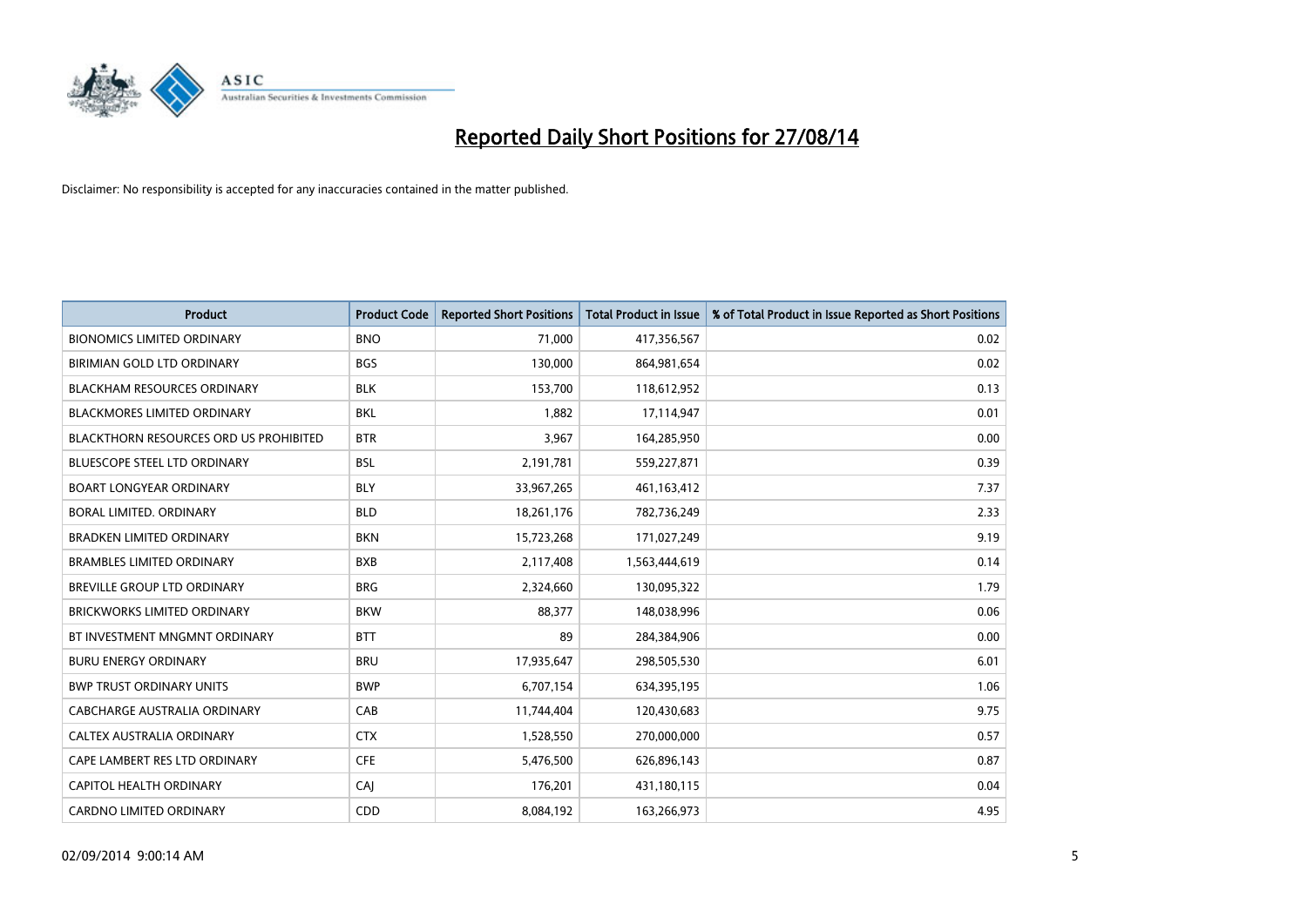# Reported Daily Short Positions for 27/08/14

Disclaimer: No responsibility is accepted for any inaccuracies contained in the matter published.

| Product | Product Code | Reported Short Positions | Total Product in Issue | % of Total Product in Issue Reported as Short Positions |
|---|---|---|---|---|
| BIONOMICS LIMITED ORDINARY | BNO | 71,000 | 417,356,567 | 0.02 |
| BIRIMIAN GOLD LTD ORDINARY | BGS | 130,000 | 864,981,654 | 0.02 |
| BLACKHAM RESOURCES ORDINARY | BLK | 153,700 | 118,612,952 | 0.13 |
| BLACKMORES LIMITED ORDINARY | BKL | 1,882 | 17,114,947 | 0.01 |
| BLACKTHORN RESOURCES ORD US PROHIBITED | BTR | 3,967 | 164,285,950 | 0.00 |
| BLUESCOPE STEEL LTD ORDINARY | BSL | 2,191,781 | 559,227,871 | 0.39 |
| BOART LONGYEAR ORDINARY | BLY | 33,967,265 | 461,163,412 | 7.37 |
| BORAL LIMITED. ORDINARY | BLD | 18,261,176 | 782,736,249 | 2.33 |
| BRADKEN LIMITED ORDINARY | BKN | 15,723,268 | 171,027,249 | 9.19 |
| BRAMBLES LIMITED ORDINARY | BXB | 2,117,408 | 1,563,444,619 | 0.14 |
| BREVILLE GROUP LTD ORDINARY | BRG | 2,324,660 | 130,095,322 | 1.79 |
| BRICKWORKS LIMITED ORDINARY | BKW | 88,377 | 148,038,996 | 0.06 |
| BT INVESTMENT MNGMNT ORDINARY | BTT | 89 | 284,384,906 | 0.00 |
| BURU ENERGY ORDINARY | BRU | 17,935,647 | 298,505,530 | 6.01 |
| BWP TRUST ORDINARY UNITS | BWP | 6,707,154 | 634,395,195 | 1.06 |
| CABCHARGE AUSTRALIA ORDINARY | CAB | 11,744,404 | 120,430,683 | 9.75 |
| CALTEX AUSTRALIA ORDINARY | CTX | 1,528,550 | 270,000,000 | 0.57 |
| CAPE LAMBERT RES LTD ORDINARY | CFE | 5,476,500 | 626,896,143 | 0.87 |
| CAPITOL HEALTH ORDINARY | CAJ | 176,201 | 431,180,115 | 0.04 |
| CARDNO LIMITED ORDINARY | CDD | 8,084,192 | 163,266,973 | 4.95 |

02/09/2014 9:00:14 AM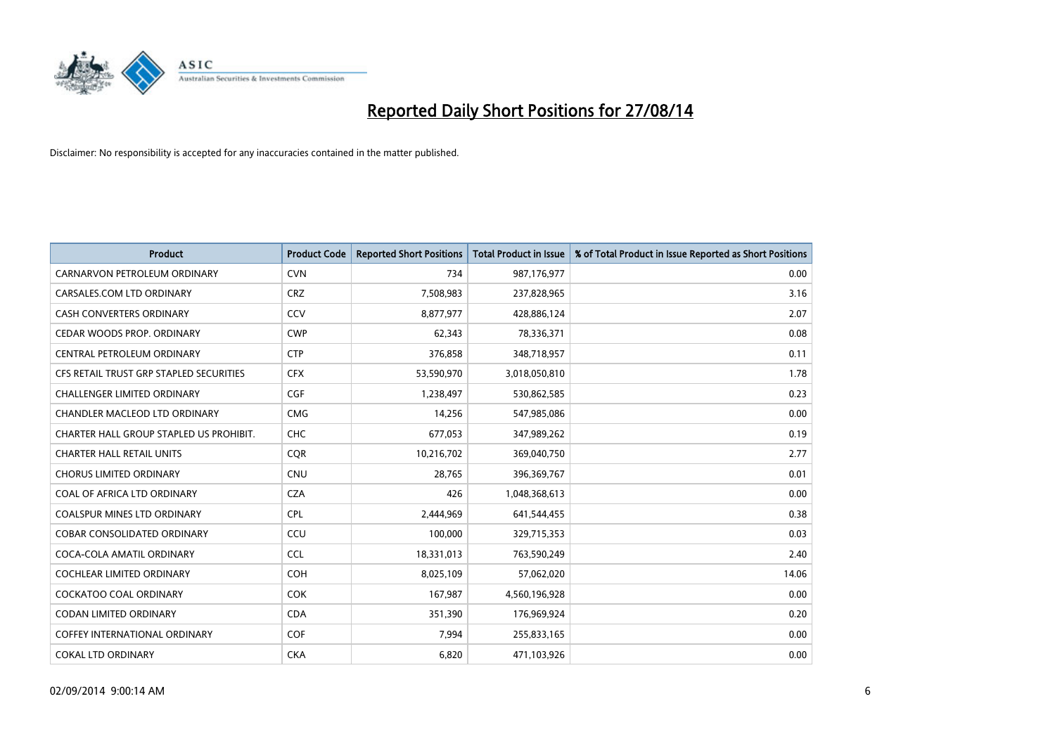# Reported Daily Short Positions for 27/08/14

Disclaimer: No responsibility is accepted for any inaccuracies contained in the matter published.

| Product | Product Code | Reported Short Positions | Total Product in Issue | % of Total Product in Issue Reported as Short Positions |
|---|---|---|---|---|
| CARNARVON PETROLEUM ORDINARY | CVN | 734 | 987,176,977 | 0.00 |
| CARSALES.COM LTD ORDINARY | CRZ | 7,508,983 | 237,828,965 | 3.16 |
| CASH CONVERTERS ORDINARY | CCV | 8,877,977 | 428,886,124 | 2.07 |
| CEDAR WOODS PROP. ORDINARY | CWP | 62,343 | 78,336,371 | 0.08 |
| CENTRAL PETROLEUM ORDINARY | CTP | 376,858 | 348,718,957 | 0.11 |
| CFS RETAIL TRUST GRP STAPLED SECURITIES | CFX | 53,590,970 | 3,018,050,810 | 1.78 |
| CHALLENGER LIMITED ORDINARY | CGF | 1,238,497 | 530,862,585 | 0.23 |
| CHANDLER MACLEOD LTD ORDINARY | CMG | 14,256 | 547,985,086 | 0.00 |
| CHARTER HALL GROUP STAPLED US PROHIBIT. | CHC | 677,053 | 347,989,262 | 0.19 |
| CHARTER HALL RETAIL UNITS | CQR | 10,216,702 | 369,040,750 | 2.77 |
| CHORUS LIMITED ORDINARY | CNU | 28,765 | 396,369,767 | 0.01 |
| COAL OF AFRICA LTD ORDINARY | CZA | 426 | 1,048,368,613 | 0.00 |
| COALSPUR MINES LTD ORDINARY | CPL | 2,444,969 | 641,544,455 | 0.38 |
| COBAR CONSOLIDATED ORDINARY | CCU | 100,000 | 329,715,353 | 0.03 |
| COCA-COLA AMATIL ORDINARY | CCL | 18,331,013 | 763,590,249 | 2.40 |
| COCHLEAR LIMITED ORDINARY | COH | 8,025,109 | 57,062,020 | 14.06 |
| COCKATOO COAL ORDINARY | COK | 167,987 | 4,560,196,928 | 0.00 |
| CODAN LIMITED ORDINARY | CDA | 351,390 | 176,969,924 | 0.20 |
| COFFEY INTERNATIONAL ORDINARY | COF | 7,994 | 255,833,165 | 0.00 |
| COKAL LTD ORDINARY | CKA | 6,820 | 471,103,926 | 0.00 |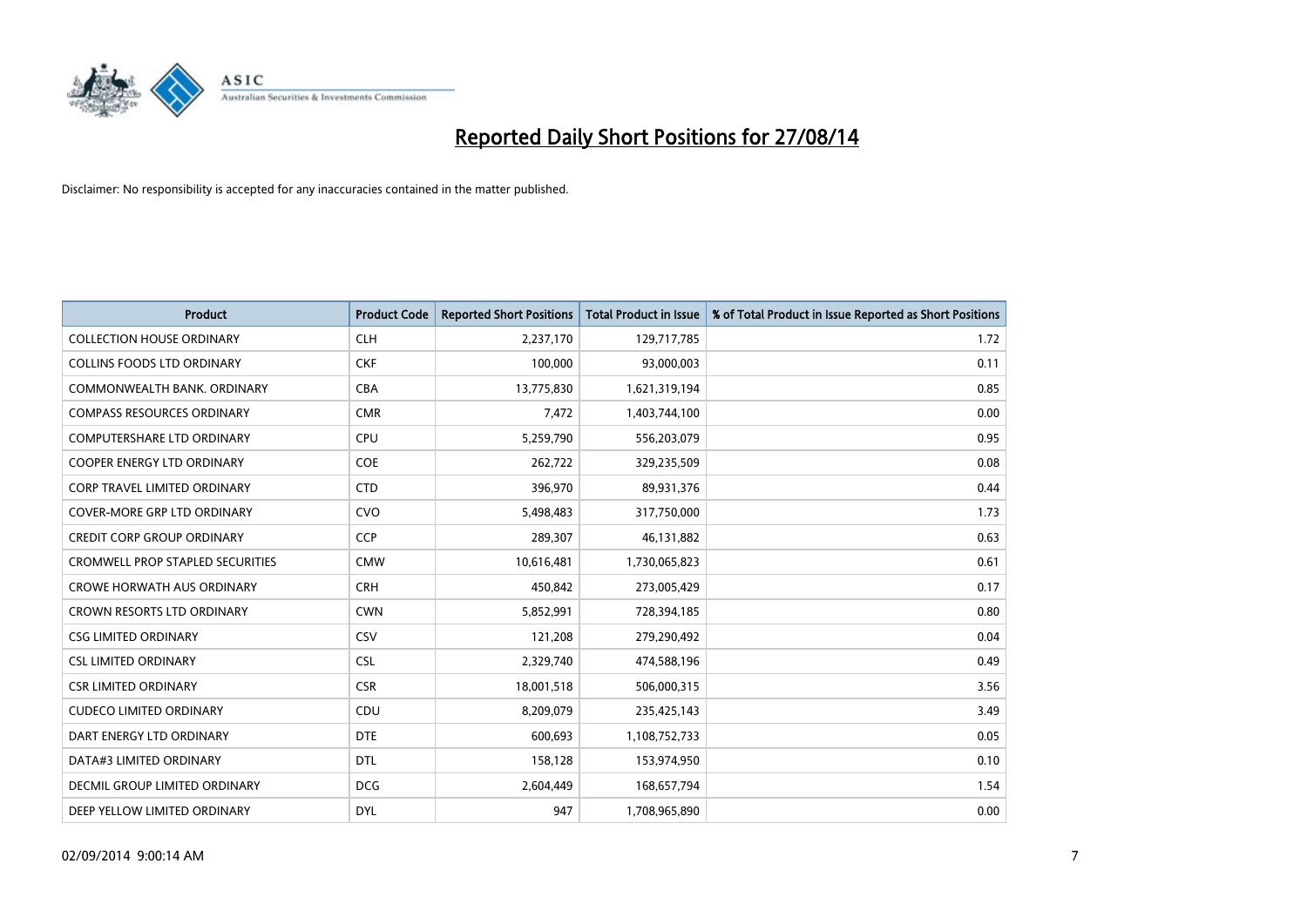# Reported Daily Short Positions for 27/08/14

Disclaimer: No responsibility is accepted for any inaccuracies contained in the matter published.

| Product | Product Code | Reported Short Positions | Total Product in Issue | % of Total Product in Issue Reported as Short Positions |
|---|---|---|---|---|
| COLLECTION HOUSE ORDINARY | CLH | 2,237,170 | 129,717,785 | 1.72 |
| COLLINS FOODS LTD ORDINARY | CKF | 100,000 | 93,000,003 | 0.11 |
| COMMONWEALTH BANK. ORDINARY | CBA | 13,775,830 | 1,621,319,194 | 0.85 |
| COMPASS RESOURCES ORDINARY | CMR | 7,472 | 1,403,744,100 | 0.00 |
| COMPUTERSHARE LTD ORDINARY | CPU | 5,259,790 | 556,203,079 | 0.95 |
| COOPER ENERGY LTD ORDINARY | COE | 262,722 | 329,235,509 | 0.08 |
| CORP TRAVEL LIMITED ORDINARY | CTD | 396,970 | 89,931,376 | 0.44 |
| COVER-MORE GRP LTD ORDINARY | CVO | 5,498,483 | 317,750,000 | 1.73 |
| CREDIT CORP GROUP ORDINARY | CCP | 289,307 | 46,131,882 | 0.63 |
| CROMWELL PROP STAPLED SECURITIES | CMW | 10,616,481 | 1,730,065,823 | 0.61 |
| CROWE HORWATH AUS ORDINARY | CRH | 450,842 | 273,005,429 | 0.17 |
| CROWN RESORTS LTD ORDINARY | CWN | 5,852,991 | 728,394,185 | 0.80 |
| CSG LIMITED ORDINARY | CSV | 121,208 | 279,290,492 | 0.04 |
| CSL LIMITED ORDINARY | CSL | 2,329,740 | 474,588,196 | 0.49 |
| CSR LIMITED ORDINARY | CSR | 18,001,518 | 506,000,315 | 3.56 |
| CUDECO LIMITED ORDINARY | CDU | 8,209,079 | 235,425,143 | 3.49 |
| DART ENERGY LTD ORDINARY | DTE | 600,693 | 1,108,752,733 | 0.05 |
| DATA#3 LIMITED ORDINARY | DTL | 158,128 | 153,974,950 | 0.10 |
| DECMIL GROUP LIMITED ORDINARY | DCG | 2,604,449 | 168,657,794 | 1.54 |
| DEEP YELLOW LIMITED ORDINARY | DYL | 947 | 1,708,965,890 | 0.00 |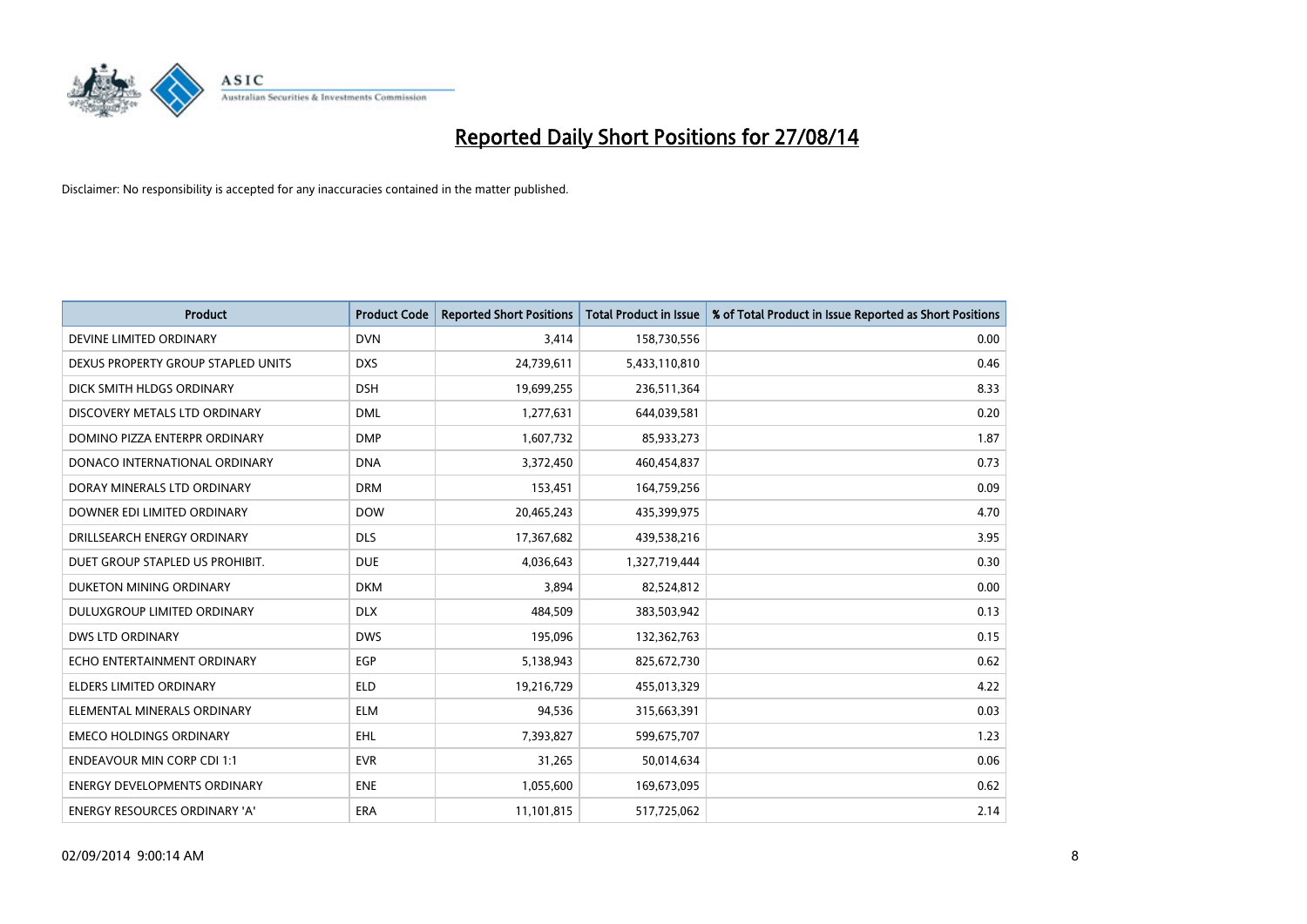# Reported Daily Short Positions for 27/08/14

Disclaimer: No responsibility is accepted for any inaccuracies contained in the matter published.

| Product | Product Code | Reported Short Positions | Total Product in Issue | % of Total Product in Issue Reported as Short Positions |
|---|---|---|---|---|
| DEVINE LIMITED ORDINARY | DVN | 3,414 | 158,730,556 | 0.00 |
| DEXUS PROPERTY GROUP STAPLED UNITS | DXS | 24,739,611 | 5,433,110,810 | 0.46 |
| DICK SMITH HLDGS ORDINARY | DSH | 19,699,255 | 236,511,364 | 8.33 |
| DISCOVERY METALS LTD ORDINARY | DML | 1,277,631 | 644,039,581 | 0.20 |
| DOMINO PIZZA ENTERPR ORDINARY | DMP | 1,607,732 | 85,933,273 | 1.87 |
| DONACO INTERNATIONAL ORDINARY | DNA | 3,372,450 | 460,454,837 | 0.73 |
| DORAY MINERALS LTD ORDINARY | DRM | 153,451 | 164,759,256 | 0.09 |
| DOWNER EDI LIMITED ORDINARY | DOW | 20,465,243 | 435,399,975 | 4.70 |
| DRILLSEARCH ENERGY ORDINARY | DLS | 17,367,682 | 439,538,216 | 3.95 |
| DUET GROUP STAPLED US PROHIBIT. | DUE | 4,036,643 | 1,327,719,444 | 0.30 |
| DUKETON MINING ORDINARY | DKM | 3,894 | 82,524,812 | 0.00 |
| DULUXGROUP LIMITED ORDINARY | DLX | 484,509 | 383,503,942 | 0.13 |
| DWS LTD ORDINARY | DWS | 195,096 | 132,362,763 | 0.15 |
| ECHO ENTERTAINMENT ORDINARY | EGP | 5,138,943 | 825,672,730 | 0.62 |
| ELDERS LIMITED ORDINARY | ELD | 19,216,729 | 455,013,329 | 4.22 |
| ELEMENTAL MINERALS ORDINARY | ELM | 94,536 | 315,663,391 | 0.03 |
| EMECO HOLDINGS ORDINARY | EHL | 7,393,827 | 599,675,707 | 1.23 |
| ENDEAVOUR MIN CORP CDI 1:1 | EVR | 31,265 | 50,014,634 | 0.06 |
| ENERGY DEVELOPMENTS ORDINARY | ENE | 1,055,600 | 169,673,095 | 0.62 |
| ENERGY RESOURCES ORDINARY 'A' | ERA | 11,101,815 | 517,725,062 | 2.14 |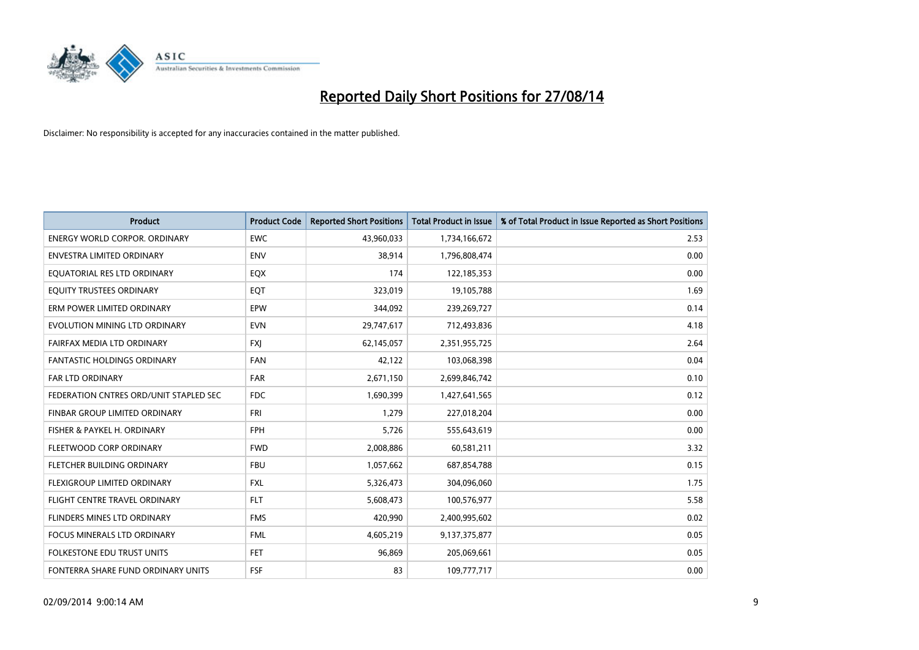# Reported Daily Short Positions for 27/08/14

Disclaimer: No responsibility is accepted for any inaccuracies contained in the matter published.

| Product | Product Code | Reported Short Positions | Total Product in Issue | % of Total Product in Issue Reported as Short Positions |
|---|---|---|---|---|
| ENERGY WORLD CORPOR. ORDINARY | EWC | 43,960,033 | 1,734,166,672 | 2.53 |
| ENVESTRA LIMITED ORDINARY | ENV | 38,914 | 1,796,808,474 | 0.00 |
| EQUATORIAL RES LTD ORDINARY | EQX | 174 | 122,185,353 | 0.00 |
| EQUITY TRUSTEES ORDINARY | EQT | 323,019 | 19,105,788 | 1.69 |
| ERM POWER LIMITED ORDINARY | EPW | 344,092 | 239,269,727 | 0.14 |
| EVOLUTION MINING LTD ORDINARY | EVN | 29,747,617 | 712,493,836 | 4.18 |
| FAIRFAX MEDIA LTD ORDINARY | FXJ | 62,145,057 | 2,351,955,725 | 2.64 |
| FANTASTIC HOLDINGS ORDINARY | FAN | 42,122 | 103,068,398 | 0.04 |
| FAR LTD ORDINARY | FAR | 2,671,150 | 2,699,846,742 | 0.10 |
| FEDERATION CNTRES ORD/UNIT STAPLED SEC | FDC | 1,690,399 | 1,427,641,565 | 0.12 |
| FINBAR GROUP LIMITED ORDINARY | FRI | 1,279 | 227,018,204 | 0.00 |
| FISHER & PAYKEL H. ORDINARY | FPH | 5,726 | 555,643,619 | 0.00 |
| FLEETWOOD CORP ORDINARY | FWD | 2,008,886 | 60,581,211 | 3.32 |
| FLETCHER BUILDING ORDINARY | FBU | 1,057,662 | 687,854,788 | 0.15 |
| FLEXIGROUP LIMITED ORDINARY | FXL | 5,326,473 | 304,096,060 | 1.75 |
| FLIGHT CENTRE TRAVEL ORDINARY | FLT | 5,608,473 | 100,576,977 | 5.58 |
| FLINDERS MINES LTD ORDINARY | FMS | 420,990 | 2,400,995,602 | 0.02 |
| FOCUS MINERALS LTD ORDINARY | FML | 4,605,219 | 9,137,375,877 | 0.05 |
| FOLKESTONE EDU TRUST UNITS | FET | 96,869 | 205,069,661 | 0.05 |
| FONTERRA SHARE FUND ORDINARY UNITS | FSF | 83 | 109,777,717 | 0.00 |

02/09/2014 9:00:14 AM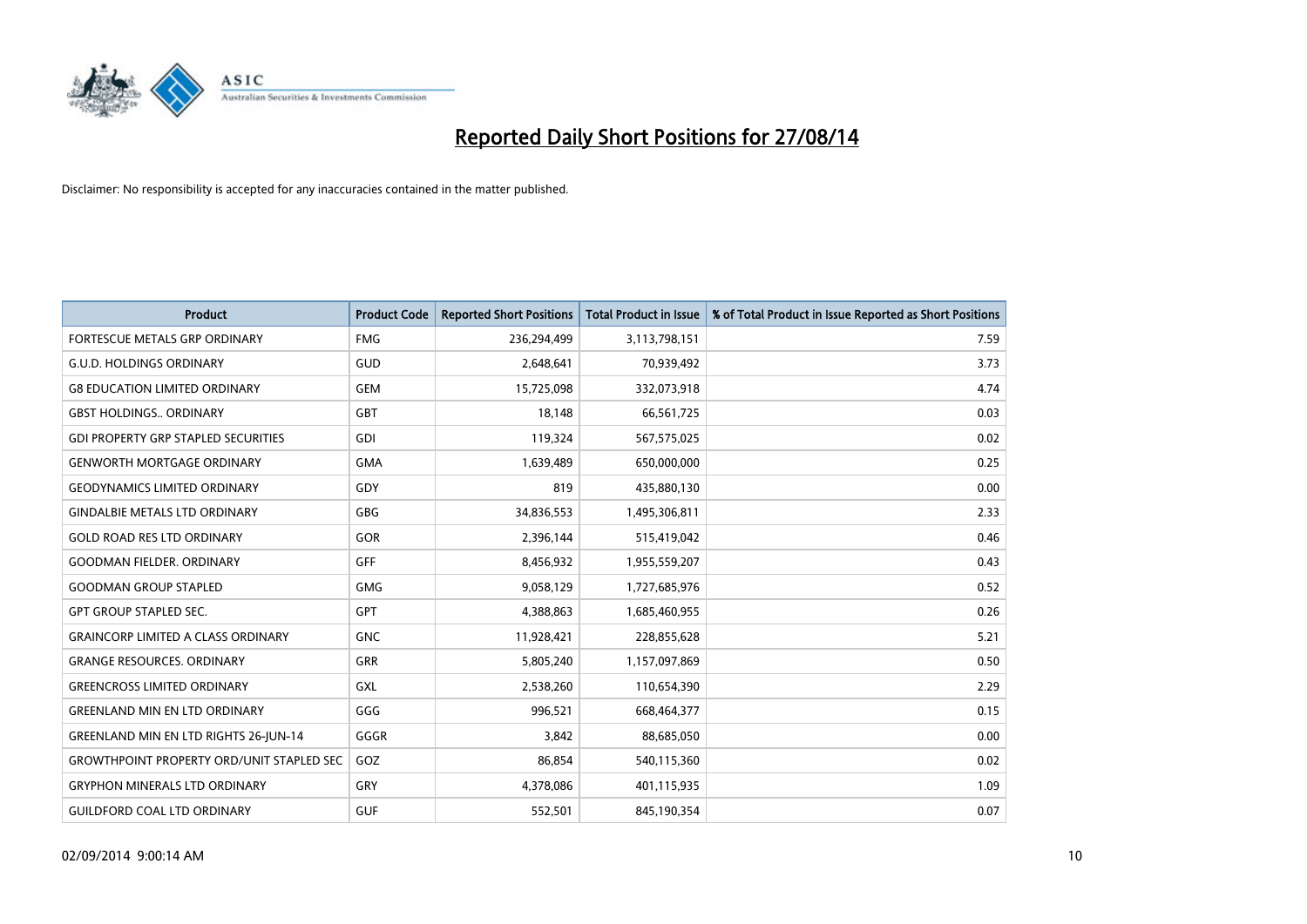# Reported Daily Short Positions for 27/08/14

Disclaimer: No responsibility is accepted for any inaccuracies contained in the matter published.

| Product | Product Code | Reported Short Positions | Total Product in Issue | % of Total Product in Issue Reported as Short Positions |
|---|---|---|---|---|
| FORTESCUE METALS GRP ORDINARY | FMG | 236,294,499 | 3,113,798,151 | 7.59 |
| G.U.D. HOLDINGS ORDINARY | GUD | 2,648,641 | 70,939,492 | 3.73 |
| G8 EDUCATION LIMITED ORDINARY | GEM | 15,725,098 | 332,073,918 | 4.74 |
| GBST HOLDINGS.. ORDINARY | GBT | 18,148 | 66,561,725 | 0.03 |
| GDI PROPERTY GRP STAPLED SECURITIES | GDI | 119,324 | 567,575,025 | 0.02 |
| GENWORTH MORTGAGE ORDINARY | GMA | 1,639,489 | 650,000,000 | 0.25 |
| GEODYNAMICS LIMITED ORDINARY | GDY | 819 | 435,880,130 | 0.00 |
| GINDALBIE METALS LTD ORDINARY | GBG | 34,836,553 | 1,495,306,811 | 2.33 |
| GOLD ROAD RES LTD ORDINARY | GOR | 2,396,144 | 515,419,042 | 0.46 |
| GOODMAN FIELDER. ORDINARY | GFF | 8,456,932 | 1,955,559,207 | 0.43 |
| GOODMAN GROUP STAPLED | GMG | 9,058,129 | 1,727,685,976 | 0.52 |
| GPT GROUP STAPLED SEC. | GPT | 4,388,863 | 1,685,460,955 | 0.26 |
| GRAINCORP LIMITED A CLASS ORDINARY | GNC | 11,928,421 | 228,855,628 | 5.21 |
| GRANGE RESOURCES. ORDINARY | GRR | 5,805,240 | 1,157,097,869 | 0.50 |
| GREENCROSS LIMITED ORDINARY | GXL | 2,538,260 | 110,654,390 | 2.29 |
| GREENLAND MIN EN LTD ORDINARY | GGG | 996,521 | 668,464,377 | 0.15 |
| GREENLAND MIN EN LTD RIGHTS 26-JUN-14 | GGGR | 3,842 | 88,685,050 | 0.00 |
| GROWTHPOINT PROPERTY ORD/UNIT STAPLED SEC | GOZ | 86,854 | 540,115,360 | 0.02 |
| GRYPHON MINERALS LTD ORDINARY | GRY | 4,378,086 | 401,115,935 | 1.09 |
| GUILDFORD COAL LTD ORDINARY | GUF | 552,501 | 845,190,354 | 0.07 |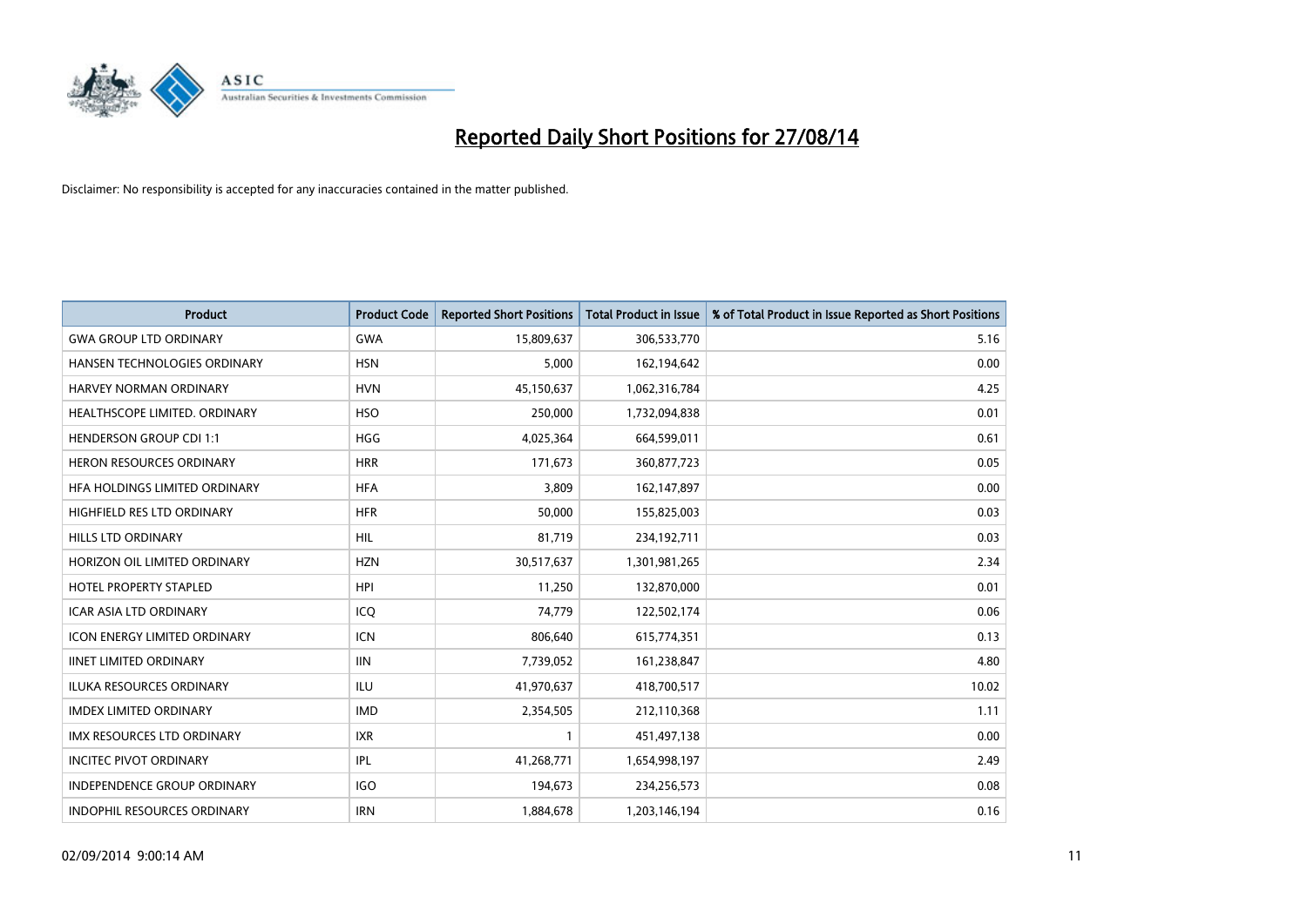# Reported Daily Short Positions for 27/08/14

Disclaimer: No responsibility is accepted for any inaccuracies contained in the matter published.

| Product | Product Code | Reported Short Positions | Total Product in Issue | % of Total Product in Issue Reported as Short Positions |
|---|---|---|---|---|
| GWA GROUP LTD ORDINARY | GWA | 15,809,637 | 306,533,770 | 5.16 |
| HANSEN TECHNOLOGIES ORDINARY | HSN | 5,000 | 162,194,642 | 0.00 |
| HARVEY NORMAN ORDINARY | HVN | 45,150,637 | 1,062,316,784 | 4.25 |
| HEALTHSCOPE LIMITED. ORDINARY | HSO | 250,000 | 1,732,094,838 | 0.01 |
| HENDERSON GROUP CDI 1:1 | HGG | 4,025,364 | 664,599,011 | 0.61 |
| HERON RESOURCES ORDINARY | HRR | 171,673 | 360,877,723 | 0.05 |
| HFA HOLDINGS LIMITED ORDINARY | HFA | 3,809 | 162,147,897 | 0.00 |
| HIGHFIELD RES LTD ORDINARY | HFR | 50,000 | 155,825,003 | 0.03 |
| HILLS LTD ORDINARY | HIL | 81,719 | 234,192,711 | 0.03 |
| HORIZON OIL LIMITED ORDINARY | HZN | 30,517,637 | 1,301,981,265 | 2.34 |
| HOTEL PROPERTY STAPLED | HPI | 11,250 | 132,870,000 | 0.01 |
| ICAR ASIA LTD ORDINARY | ICQ | 74,779 | 122,502,174 | 0.06 |
| ICON ENERGY LIMITED ORDINARY | ICN | 806,640 | 615,774,351 | 0.13 |
| IINET LIMITED ORDINARY | IIN | 7,739,052 | 161,238,847 | 4.80 |
| ILUKA RESOURCES ORDINARY | ILU | 41,970,637 | 418,700,517 | 10.02 |
| IMDEX LIMITED ORDINARY | IMD | 2,354,505 | 212,110,368 | 1.11 |
| IMX RESOURCES LTD ORDINARY | IXR | 1 | 451,497,138 | 0.00 |
| INCITEC PIVOT ORDINARY | IPL | 41,268,771 | 1,654,998,197 | 2.49 |
| INDEPENDENCE GROUP ORDINARY | IGO | 194,673 | 234,256,573 | 0.08 |
| INDOPHIL RESOURCES ORDINARY | IRN | 1,884,678 | 1,203,146,194 | 0.16 |

02/09/2014 9:00:14 AM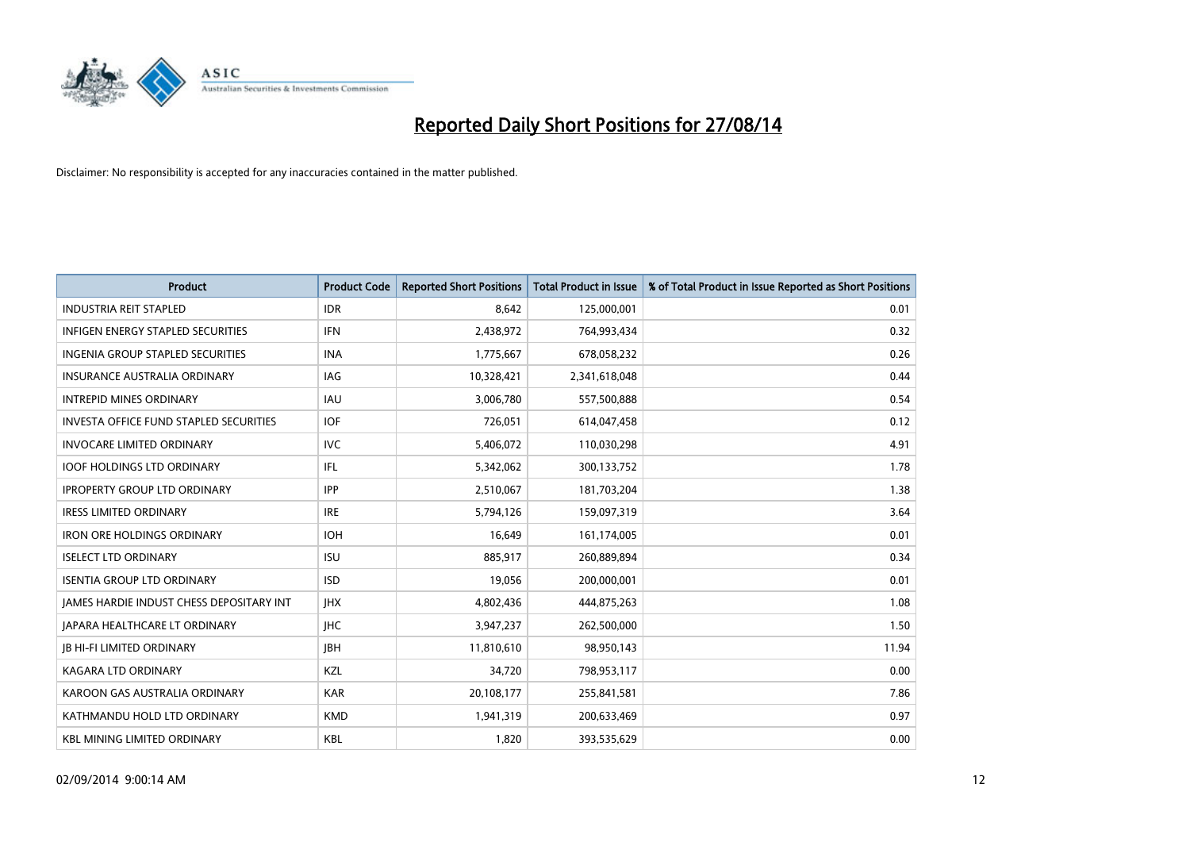# Reported Daily Short Positions for 27/08/14

Disclaimer: No responsibility is accepted for any inaccuracies contained in the matter published.

| Product | Product Code | Reported Short Positions | Total Product in Issue | % of Total Product in Issue Reported as Short Positions |
|---|---|---|---|---|
| INDUSTRIA REIT STAPLED | IDR | 8,642 | 125,000,001 | 0.01 |
| INFIGEN ENERGY STAPLED SECURITIES | IFN | 2,438,972 | 764,993,434 | 0.32 |
| INGENIA GROUP STAPLED SECURITIES | INA | 1,775,667 | 678,058,232 | 0.26 |
| INSURANCE AUSTRALIA ORDINARY | IAG | 10,328,421 | 2,341,618,048 | 0.44 |
| INTREPID MINES ORDINARY | IAU | 3,006,780 | 557,500,888 | 0.54 |
| INVESTA OFFICE FUND STAPLED SECURITIES | IOF | 726,051 | 614,047,458 | 0.12 |
| INVOCARE LIMITED ORDINARY | IVC | 5,406,072 | 110,030,298 | 4.91 |
| IOOF HOLDINGS LTD ORDINARY | IFL | 5,342,062 | 300,133,752 | 1.78 |
| IPROPERTY GROUP LTD ORDINARY | IPP | 2,510,067 | 181,703,204 | 1.38 |
| IRESS LIMITED ORDINARY | IRE | 5,794,126 | 159,097,319 | 3.64 |
| IRON ORE HOLDINGS ORDINARY | IOH | 16,649 | 161,174,005 | 0.01 |
| ISELECT LTD ORDINARY | ISU | 885,917 | 260,889,894 | 0.34 |
| ISENTIA GROUP LTD ORDINARY | ISD | 19,056 | 200,000,001 | 0.01 |
| JAMES HARDIE INDUST CHESS DEPOSITARY INT | JHX | 4,802,436 | 444,875,263 | 1.08 |
| JAPARA HEALTHCARE LT ORDINARY | JHC | 3,947,237 | 262,500,000 | 1.50 |
| JB HI-FI LIMITED ORDINARY | JBH | 11,810,610 | 98,950,143 | 11.94 |
| KAGARA LTD ORDINARY | KZL | 34,720 | 798,953,117 | 0.00 |
| KAROON GAS AUSTRALIA ORDINARY | KAR | 20,108,177 | 255,841,581 | 7.86 |
| KATHMANDU HOLD LTD ORDINARY | KMD | 1,941,319 | 200,633,469 | 0.97 |
| KBL MINING LIMITED ORDINARY | KBL | 1,820 | 393,535,629 | 0.00 |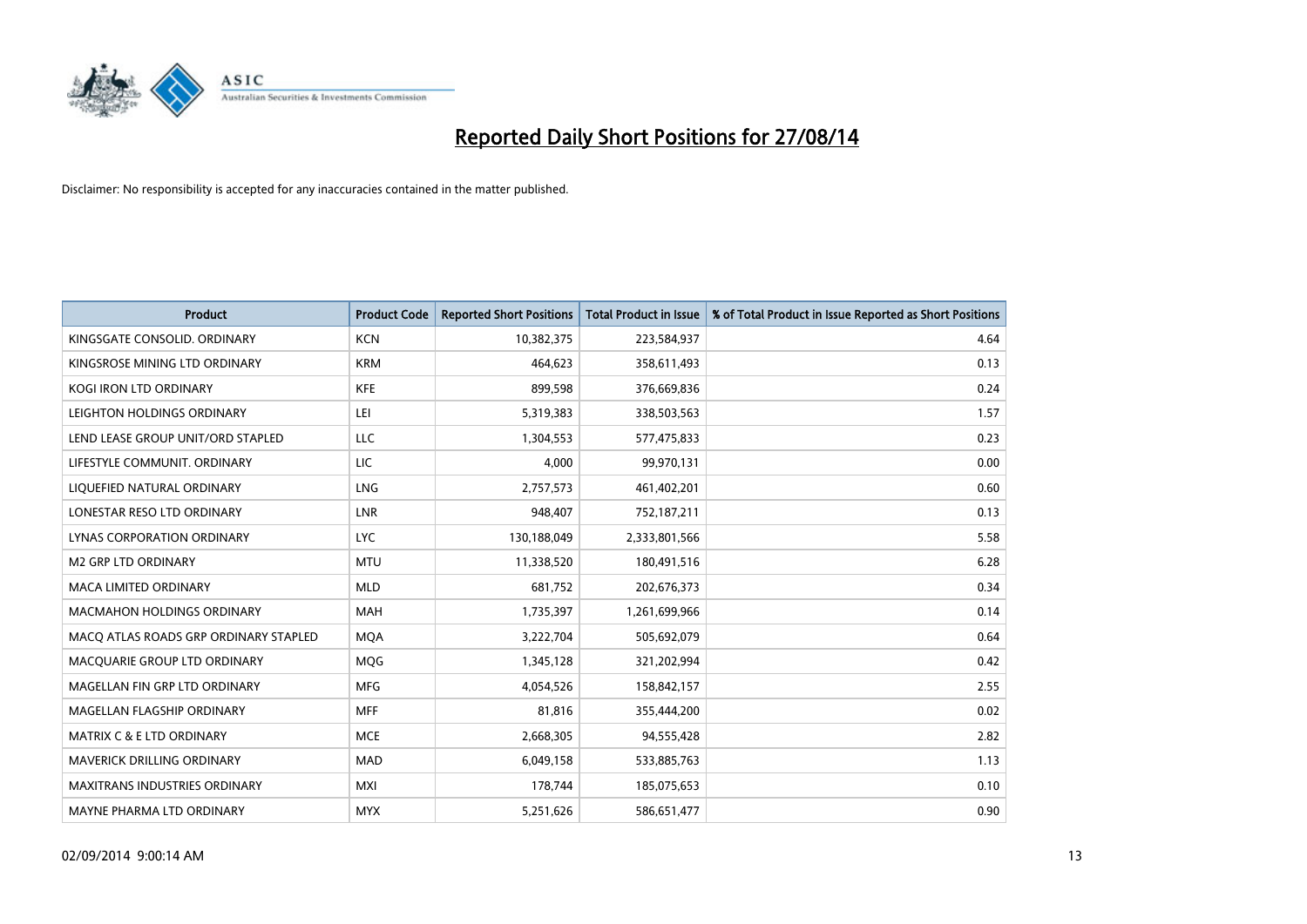# Reported Daily Short Positions for 27/08/14

Disclaimer: No responsibility is accepted for any inaccuracies contained in the matter published.

| Product | Product Code | Reported Short Positions | Total Product in Issue | % of Total Product in Issue Reported as Short Positions |
|---|---|---|---|---|
| KINGSGATE CONSOLID. ORDINARY | KCN | 10,382,375 | 223,584,937 | 4.64 |
| KINGSROSE MINING LTD ORDINARY | KRM | 464,623 | 358,611,493 | 0.13 |
| KOGI IRON LTD ORDINARY | KFE | 899,598 | 376,669,836 | 0.24 |
| LEIGHTON HOLDINGS ORDINARY | LEI | 5,319,383 | 338,503,563 | 1.57 |
| LEND LEASE GROUP UNIT/ORD STAPLED | LLC | 1,304,553 | 577,475,833 | 0.23 |
| LIFESTYLE COMMUNIT. ORDINARY | LIC | 4,000 | 99,970,131 | 0.00 |
| LIQUEFIED NATURAL ORDINARY | LNG | 2,757,573 | 461,402,201 | 0.60 |
| LONESTAR RESO LTD ORDINARY | LNR | 948,407 | 752,187,211 | 0.13 |
| LYNAS CORPORATION ORDINARY | LYC | 130,188,049 | 2,333,801,566 | 5.58 |
| M2 GRP LTD ORDINARY | MTU | 11,338,520 | 180,491,516 | 6.28 |
| MACA LIMITED ORDINARY | MLD | 681,752 | 202,676,373 | 0.34 |
| MACMAHON HOLDINGS ORDINARY | MAH | 1,735,397 | 1,261,699,966 | 0.14 |
| MACQ ATLAS ROADS GRP ORDINARY STAPLED | MQA | 3,222,704 | 505,692,079 | 0.64 |
| MACQUARIE GROUP LTD ORDINARY | MQG | 1,345,128 | 321,202,994 | 0.42 |
| MAGELLAN FIN GRP LTD ORDINARY | MFG | 4,054,526 | 158,842,157 | 2.55 |
| MAGELLAN FLAGSHIP ORDINARY | MFF | 81,816 | 355,444,200 | 0.02 |
| MATRIX C & E LTD ORDINARY | MCE | 2,668,305 | 94,555,428 | 2.82 |
| MAVERICK DRILLING ORDINARY | MAD | 6,049,158 | 533,885,763 | 1.13 |
| MAXITRANS INDUSTRIES ORDINARY | MXI | 178,744 | 185,075,653 | 0.10 |
| MAYNE PHARMA LTD ORDINARY | MYX | 5,251,626 | 586,651,477 | 0.90 |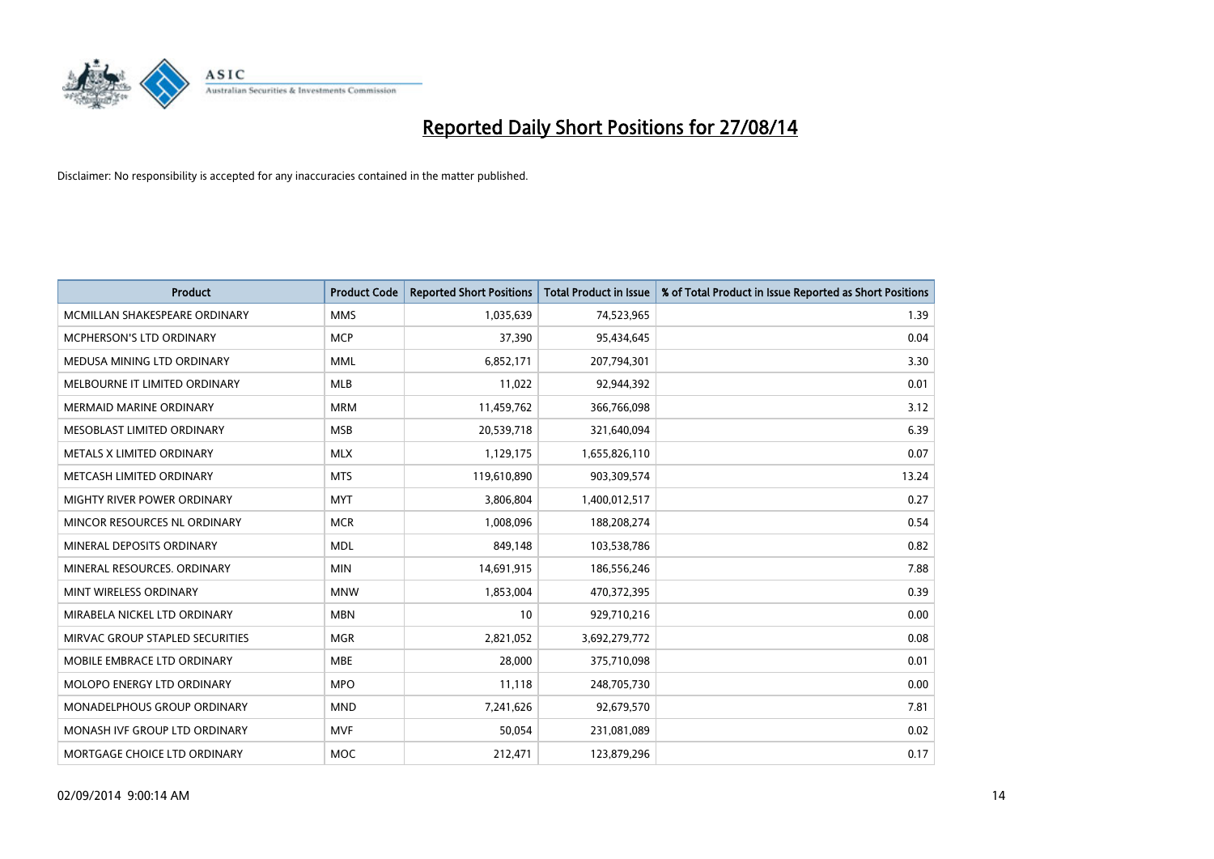# Reported Daily Short Positions for 27/08/14

Disclaimer: No responsibility is accepted for any inaccuracies contained in the matter published.

| Product | Product Code | Reported Short Positions | Total Product in Issue | % of Total Product in Issue Reported as Short Positions |
|---|---|---|---|---|
| MCMILLAN SHAKESPEARE ORDINARY | MMS | 1,035,639 | 74,523,965 | 1.39 |
| MCPHERSON'S LTD ORDINARY | MCP | 37,390 | 95,434,645 | 0.04 |
| MEDUSA MINING LTD ORDINARY | MML | 6,852,171 | 207,794,301 | 3.30 |
| MELBOURNE IT LIMITED ORDINARY | MLB | 11,022 | 92,944,392 | 0.01 |
| MERMAID MARINE ORDINARY | MRM | 11,459,762 | 366,766,098 | 3.12 |
| MESOBLAST LIMITED ORDINARY | MSB | 20,539,718 | 321,640,094 | 6.39 |
| METALS X LIMITED ORDINARY | MLX | 1,129,175 | 1,655,826,110 | 0.07 |
| METCASH LIMITED ORDINARY | MTS | 119,610,890 | 903,309,574 | 13.24 |
| MIGHTY RIVER POWER ORDINARY | MYT | 3,806,804 | 1,400,012,517 | 0.27 |
| MINCOR RESOURCES NL ORDINARY | MCR | 1,008,096 | 188,208,274 | 0.54 |
| MINERAL DEPOSITS ORDINARY | MDL | 849,148 | 103,538,786 | 0.82 |
| MINERAL RESOURCES. ORDINARY | MIN | 14,691,915 | 186,556,246 | 7.88 |
| MINT WIRELESS ORDINARY | MNW | 1,853,004 | 470,372,395 | 0.39 |
| MIRABELA NICKEL LTD ORDINARY | MBN | 10 | 929,710,216 | 0.00 |
| MIRVAC GROUP STAPLED SECURITIES | MGR | 2,821,052 | 3,692,279,772 | 0.08 |
| MOBILE EMBRACE LTD ORDINARY | MBE | 28,000 | 375,710,098 | 0.01 |
| MOLOPO ENERGY LTD ORDINARY | MPO | 11,118 | 248,705,730 | 0.00 |
| MONADELPHOUS GROUP ORDINARY | MND | 7,241,626 | 92,679,570 | 7.81 |
| MONASH IVF GROUP LTD ORDINARY | MVF | 50,054 | 231,081,089 | 0.02 |
| MORTGAGE CHOICE LTD ORDINARY | MOC | 212,471 | 123,879,296 | 0.17 |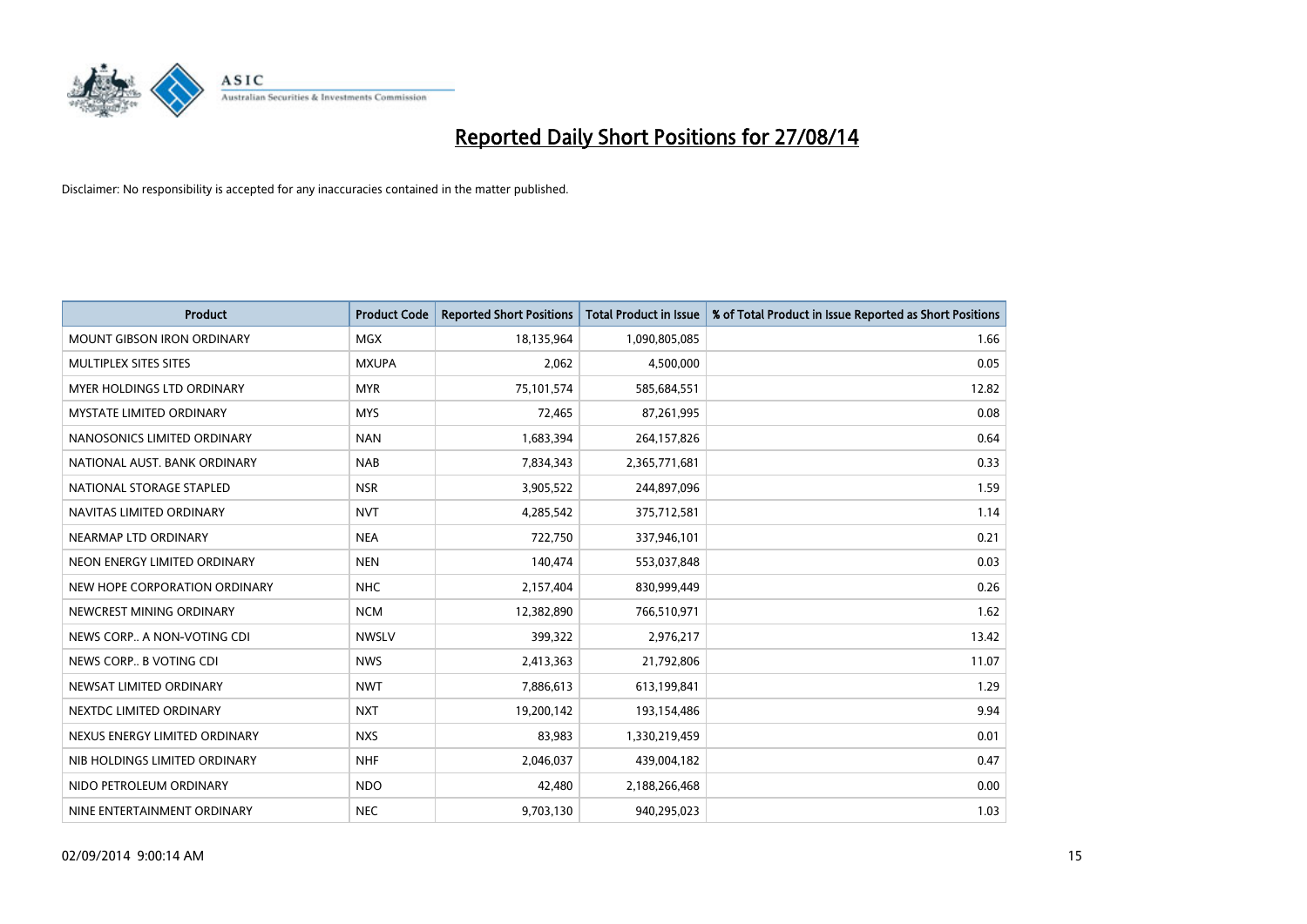# Reported Daily Short Positions for 27/08/14

Disclaimer: No responsibility is accepted for any inaccuracies contained in the matter published.

| Product | Product Code | Reported Short Positions | Total Product in Issue | % of Total Product in Issue Reported as Short Positions |
|---|---|---|---|---|
| MOUNT GIBSON IRON ORDINARY | MGX | 18,135,964 | 1,090,805,085 | 1.66 |
| MULTIPLEX SITES SITES | MXUPA | 2,062 | 4,500,000 | 0.05 |
| MYER HOLDINGS LTD ORDINARY | MYR | 75,101,574 | 585,684,551 | 12.82 |
| MYSTATE LIMITED ORDINARY | MYS | 72,465 | 87,261,995 | 0.08 |
| NANOSONICS LIMITED ORDINARY | NAN | 1,683,394 | 264,157,826 | 0.64 |
| NATIONAL AUST. BANK ORDINARY | NAB | 7,834,343 | 2,365,771,681 | 0.33 |
| NATIONAL STORAGE STAPLED | NSR | 3,905,522 | 244,897,096 | 1.59 |
| NAVITAS LIMITED ORDINARY | NVT | 4,285,542 | 375,712,581 | 1.14 |
| NEARMAP LTD ORDINARY | NEA | 722,750 | 337,946,101 | 0.21 |
| NEON ENERGY LIMITED ORDINARY | NEN | 140,474 | 553,037,848 | 0.03 |
| NEW HOPE CORPORATION ORDINARY | NHC | 2,157,404 | 830,999,449 | 0.26 |
| NEWCREST MINING ORDINARY | NCM | 12,382,890 | 766,510,971 | 1.62 |
| NEWS CORP.. A NON-VOTING CDI | NWSLV | 399,322 | 2,976,217 | 13.42 |
| NEWS CORP.. B VOTING CDI | NWS | 2,413,363 | 21,792,806 | 11.07 |
| NEWSAT LIMITED ORDINARY | NWT | 7,886,613 | 613,199,841 | 1.29 |
| NEXTDC LIMITED ORDINARY | NXT | 19,200,142 | 193,154,486 | 9.94 |
| NEXUS ENERGY LIMITED ORDINARY | NXS | 83,983 | 1,330,219,459 | 0.01 |
| NIB HOLDINGS LIMITED ORDINARY | NHF | 2,046,037 | 439,004,182 | 0.47 |
| NIDO PETROLEUM ORDINARY | NDO | 42,480 | 2,188,266,468 | 0.00 |
| NINE ENTERTAINMENT ORDINARY | NEC | 9,703,130 | 940,295,023 | 1.03 |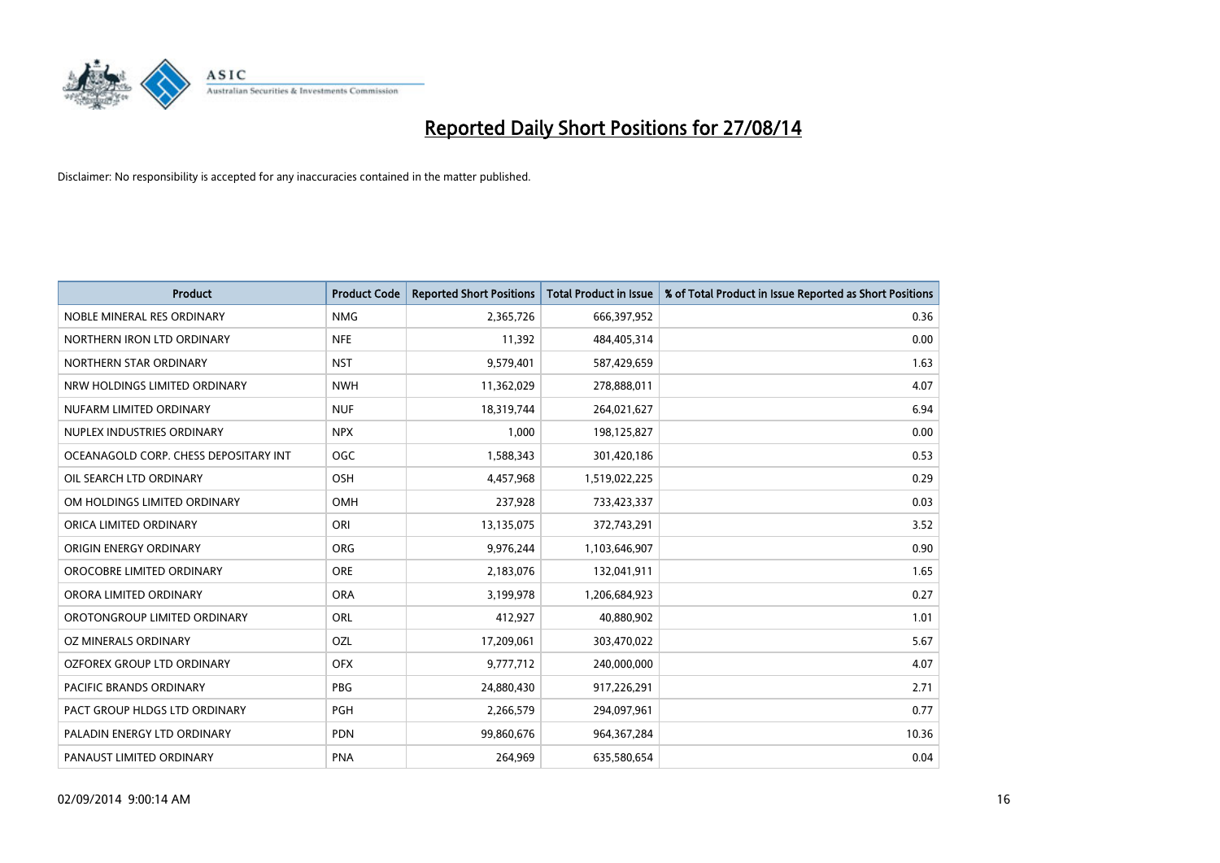# Reported Daily Short Positions for 27/08/14

Disclaimer: No responsibility is accepted for any inaccuracies contained in the matter published.

| Product | Product Code | Reported Short Positions | Total Product in Issue | % of Total Product in Issue Reported as Short Positions |
|---|---|---|---|---|
| NOBLE MINERAL RES ORDINARY | NMG | 2,365,726 | 666,397,952 | 0.36 |
| NORTHERN IRON LTD ORDINARY | NFE | 11,392 | 484,405,314 | 0.00 |
| NORTHERN STAR ORDINARY | NST | 9,579,401 | 587,429,659 | 1.63 |
| NRW HOLDINGS LIMITED ORDINARY | NWH | 11,362,029 | 278,888,011 | 4.07 |
| NUFARM LIMITED ORDINARY | NUF | 18,319,744 | 264,021,627 | 6.94 |
| NUPLEX INDUSTRIES ORDINARY | NPX | 1,000 | 198,125,827 | 0.00 |
| OCEANAGOLD CORP. CHESS DEPOSITARY INT | OGC | 1,588,343 | 301,420,186 | 0.53 |
| OIL SEARCH LTD ORDINARY | OSH | 4,457,968 | 1,519,022,225 | 0.29 |
| OM HOLDINGS LIMITED ORDINARY | OMH | 237,928 | 733,423,337 | 0.03 |
| ORICA LIMITED ORDINARY | ORI | 13,135,075 | 372,743,291 | 3.52 |
| ORIGIN ENERGY ORDINARY | ORG | 9,976,244 | 1,103,646,907 | 0.90 |
| OROCOBRE LIMITED ORDINARY | ORE | 2,183,076 | 132,041,911 | 1.65 |
| ORORA LIMITED ORDINARY | ORA | 3,199,978 | 1,206,684,923 | 0.27 |
| OROTONGROUP LIMITED ORDINARY | ORL | 412,927 | 40,880,902 | 1.01 |
| OZ MINERALS ORDINARY | OZL | 17,209,061 | 303,470,022 | 5.67 |
| OZFOREX GROUP LTD ORDINARY | OFX | 9,777,712 | 240,000,000 | 4.07 |
| PACIFIC BRANDS ORDINARY | PBG | 24,880,430 | 917,226,291 | 2.71 |
| PACT GROUP HLDGS LTD ORDINARY | PGH | 2,266,579 | 294,097,961 | 0.77 |
| PALADIN ENERGY LTD ORDINARY | PDN | 99,860,676 | 964,367,284 | 10.36 |
| PANAUST LIMITED ORDINARY | PNA | 264,969 | 635,580,654 | 0.04 |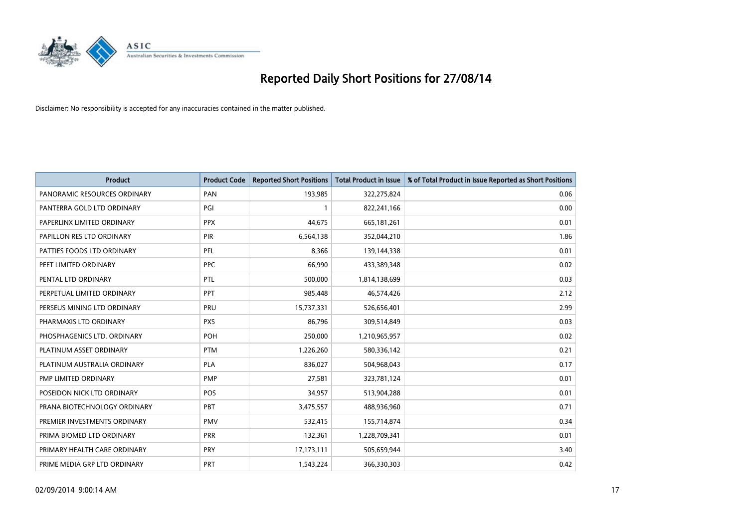# Reported Daily Short Positions for 27/08/14

Disclaimer: No responsibility is accepted for any inaccuracies contained in the matter published.

| Product | Product Code | Reported Short Positions | Total Product in Issue | % of Total Product in Issue Reported as Short Positions |
|---|---|---|---|---|
| PANORAMIC RESOURCES ORDINARY | PAN | 193,985 | 322,275,824 | 0.06 |
| PANTERRA GOLD LTD ORDINARY | PGI | 1 | 822,241,166 | 0.00 |
| PAPERLINX LIMITED ORDINARY | PPX | 44,675 | 665,181,261 | 0.01 |
| PAPILLON RES LTD ORDINARY | PIR | 6,564,138 | 352,044,210 | 1.86 |
| PATTIES FOODS LTD ORDINARY | PFL | 8,366 | 139,144,338 | 0.01 |
| PEET LIMITED ORDINARY | PPC | 66,990 | 433,389,348 | 0.02 |
| PENTAL LTD ORDINARY | PTL | 500,000 | 1,814,138,699 | 0.03 |
| PERPETUAL LIMITED ORDINARY | PPT | 985,448 | 46,574,426 | 2.12 |
| PERSEUS MINING LTD ORDINARY | PRU | 15,737,331 | 526,656,401 | 2.99 |
| PHARMAXIS LTD ORDINARY | PXS | 86,796 | 309,514,849 | 0.03 |
| PHOSPHAGENICS LTD. ORDINARY | POH | 250,000 | 1,210,965,957 | 0.02 |
| PLATINUM ASSET ORDINARY | PTM | 1,226,260 | 580,336,142 | 0.21 |
| PLATINUM AUSTRALIA ORDINARY | PLA | 836,027 | 504,968,043 | 0.17 |
| PMP LIMITED ORDINARY | PMP | 27,581 | 323,781,124 | 0.01 |
| POSEIDON NICK LTD ORDINARY | POS | 34,957 | 513,904,288 | 0.01 |
| PRANA BIOTECHNOLOGY ORDINARY | PBT | 3,475,557 | 488,936,960 | 0.71 |
| PREMIER INVESTMENTS ORDINARY | PMV | 532,415 | 155,714,874 | 0.34 |
| PRIMA BIOMED LTD ORDINARY | PRR | 132,361 | 1,228,709,341 | 0.01 |
| PRIMARY HEALTH CARE ORDINARY | PRY | 17,173,111 | 505,659,944 | 3.40 |
| PRIME MEDIA GRP LTD ORDINARY | PRT | 1,543,224 | 366,330,303 | 0.42 |

02/09/2014 9:00:14 AM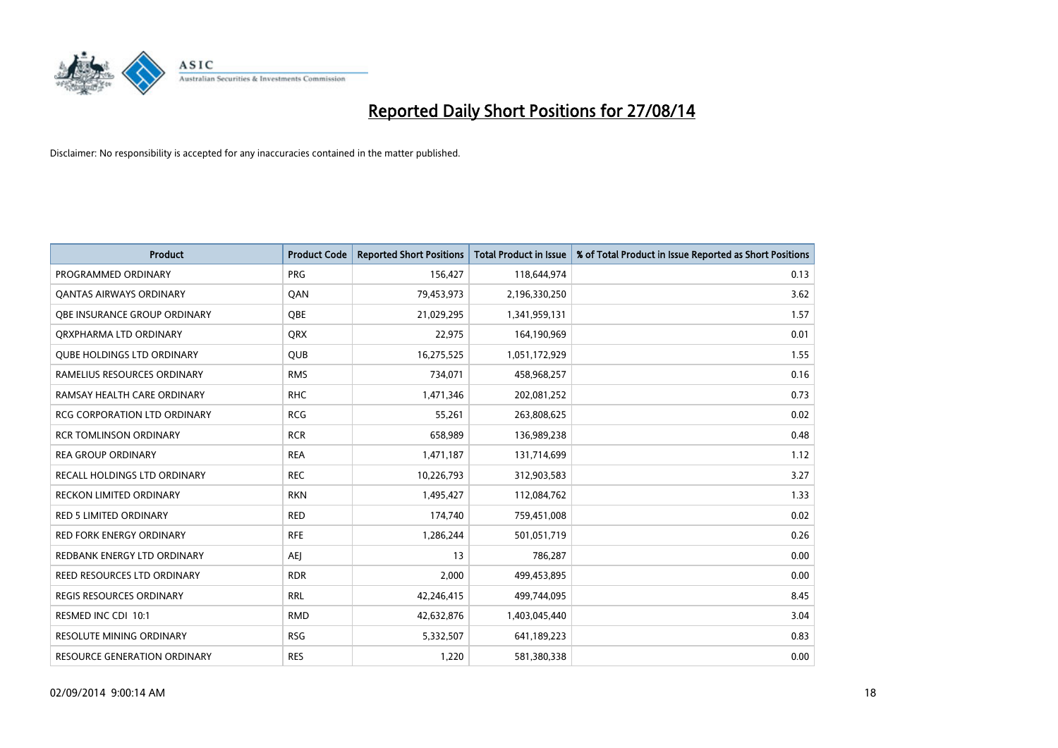# Reported Daily Short Positions for 27/08/14

Disclaimer: No responsibility is accepted for any inaccuracies contained in the matter published.

| Product | Product Code | Reported Short Positions | Total Product in Issue | % of Total Product in Issue Reported as Short Positions |
|---|---|---|---|---|
| PROGRAMMED ORDINARY | PRG | 156,427 | 118,644,974 | 0.13 |
| QANTAS AIRWAYS ORDINARY | QAN | 79,453,973 | 2,196,330,250 | 3.62 |
| QBE INSURANCE GROUP ORDINARY | QBE | 21,029,295 | 1,341,959,131 | 1.57 |
| QRXPHARMA LTD ORDINARY | QRX | 22,975 | 164,190,969 | 0.01 |
| QUBE HOLDINGS LTD ORDINARY | QUB | 16,275,525 | 1,051,172,929 | 1.55 |
| RAMELIUS RESOURCES ORDINARY | RMS | 734,071 | 458,968,257 | 0.16 |
| RAMSAY HEALTH CARE ORDINARY | RHC | 1,471,346 | 202,081,252 | 0.73 |
| RCG CORPORATION LTD ORDINARY | RCG | 55,261 | 263,808,625 | 0.02 |
| RCR TOMLINSON ORDINARY | RCR | 658,989 | 136,989,238 | 0.48 |
| REA GROUP ORDINARY | REA | 1,471,187 | 131,714,699 | 1.12 |
| RECALL HOLDINGS LTD ORDINARY | REC | 10,226,793 | 312,903,583 | 3.27 |
| RECKON LIMITED ORDINARY | RKN | 1,495,427 | 112,084,762 | 1.33 |
| RED 5 LIMITED ORDINARY | RED | 174,740 | 759,451,008 | 0.02 |
| RED FORK ENERGY ORDINARY | RFE | 1,286,244 | 501,051,719 | 0.26 |
| REDBANK ENERGY LTD ORDINARY | AEJ | 13 | 786,287 | 0.00 |
| REED RESOURCES LTD ORDINARY | RDR | 2,000 | 499,453,895 | 0.00 |
| REGIS RESOURCES ORDINARY | RRL | 42,246,415 | 499,744,095 | 8.45 |
| RESMED INC CDI 10:1 | RMD | 42,632,876 | 1,403,045,440 | 3.04 |
| RESOLUTE MINING ORDINARY | RSG | 5,332,507 | 641,189,223 | 0.83 |
| RESOURCE GENERATION ORDINARY | RES | 1,220 | 581,380,338 | 0.00 |

02/09/2014 9:00:14 AM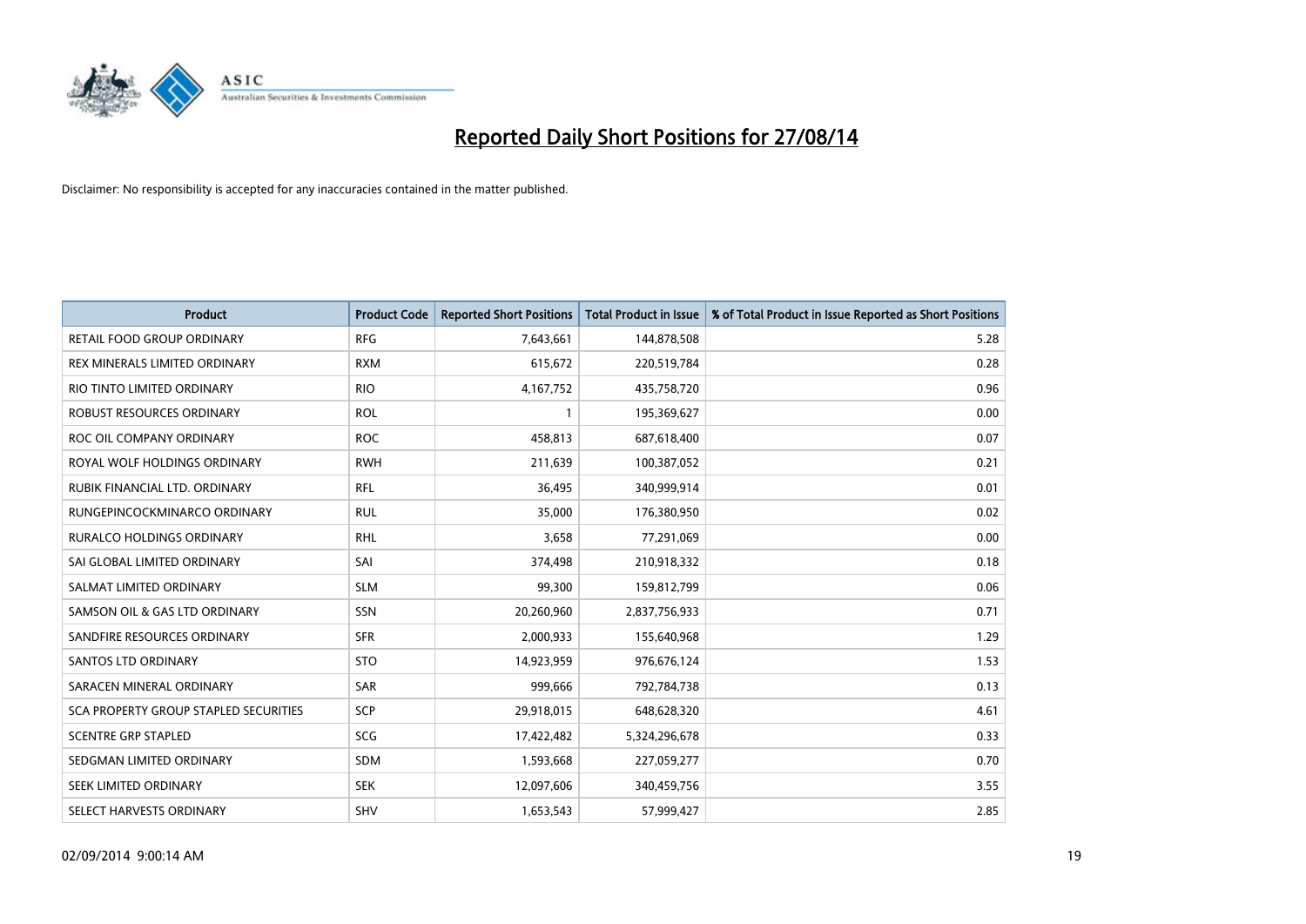# Reported Daily Short Positions for 27/08/14

Disclaimer: No responsibility is accepted for any inaccuracies contained in the matter published.

| Product | Product Code | Reported Short Positions | Total Product in Issue | % of Total Product in Issue Reported as Short Positions |
|---|---|---|---|---|
| RETAIL FOOD GROUP ORDINARY | RFG | 7,643,661 | 144,878,508 | 5.28 |
| REX MINERALS LIMITED ORDINARY | RXM | 615,672 | 220,519,784 | 0.28 |
| RIO TINTO LIMITED ORDINARY | RIO | 4,167,752 | 435,758,720 | 0.96 |
| ROBUST RESOURCES ORDINARY | ROL | 1 | 195,369,627 | 0.00 |
| ROC OIL COMPANY ORDINARY | ROC | 458,813 | 687,618,400 | 0.07 |
| ROYAL WOLF HOLDINGS ORDINARY | RWH | 211,639 | 100,387,052 | 0.21 |
| RUBIK FINANCIAL LTD. ORDINARY | RFL | 36,495 | 340,999,914 | 0.01 |
| RUNGEPINCOCKMINARCO ORDINARY | RUL | 35,000 | 176,380,950 | 0.02 |
| RURALCO HOLDINGS ORDINARY | RHL | 3,658 | 77,291,069 | 0.00 |
| SAI GLOBAL LIMITED ORDINARY | SAI | 374,498 | 210,918,332 | 0.18 |
| SALMAT LIMITED ORDINARY | SLM | 99,300 | 159,812,799 | 0.06 |
| SAMSON OIL & GAS LTD ORDINARY | SSN | 20,260,960 | 2,837,756,933 | 0.71 |
| SANDFIRE RESOURCES ORDINARY | SFR | 2,000,933 | 155,640,968 | 1.29 |
| SANTOS LTD ORDINARY | STO | 14,923,959 | 976,676,124 | 1.53 |
| SARACEN MINERAL ORDINARY | SAR | 999,666 | 792,784,738 | 0.13 |
| SCA PROPERTY GROUP STAPLED SECURITIES | SCP | 29,918,015 | 648,628,320 | 4.61 |
| SCENTRE GRP STAPLED | SCG | 17,422,482 | 5,324,296,678 | 0.33 |
| SEDGMAN LIMITED ORDINARY | SDM | 1,593,668 | 227,059,277 | 0.70 |
| SEEK LIMITED ORDINARY | SEK | 12,097,606 | 340,459,756 | 3.55 |
| SELECT HARVESTS ORDINARY | SHV | 1,653,543 | 57,999,427 | 2.85 |

02/09/2014 9:00:14 AM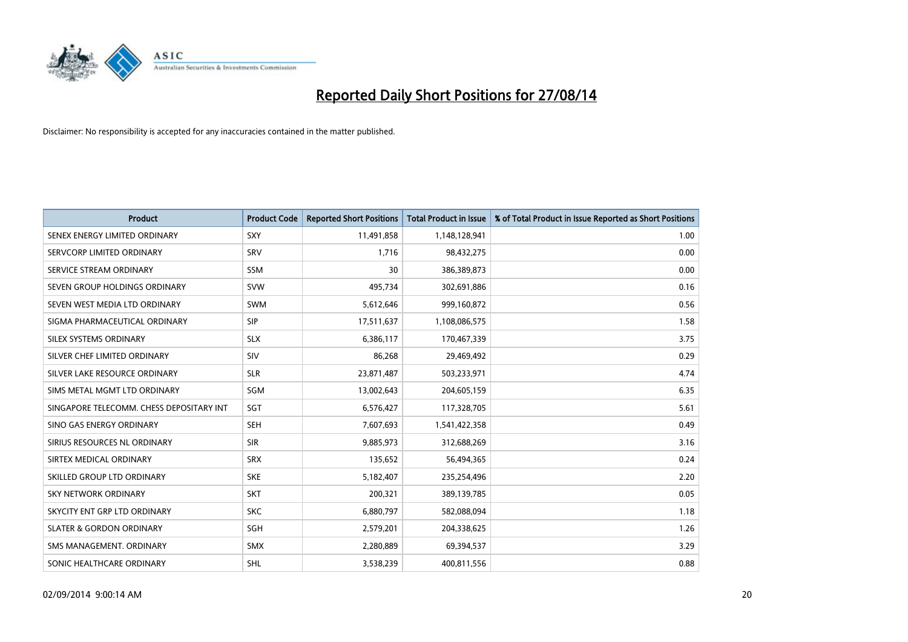# Reported Daily Short Positions for 27/08/14

Disclaimer: No responsibility is accepted for any inaccuracies contained in the matter published.

| Product | Product Code | Reported Short Positions | Total Product in Issue | % of Total Product in Issue Reported as Short Positions |
| --- | --- | --- | --- | --- |
| SENEX ENERGY LIMITED ORDINARY | SXY | 11,491,858 | 1,148,128,941 | 1.00 |
| SERVCORP LIMITED ORDINARY | SRV | 1,716 | 98,432,275 | 0.00 |
| SERVICE STREAM ORDINARY | SSM | 30 | 386,389,873 | 0.00 |
| SEVEN GROUP HOLDINGS ORDINARY | SVW | 495,734 | 302,691,886 | 0.16 |
| SEVEN WEST MEDIA LTD ORDINARY | SWM | 5,612,646 | 999,160,872 | 0.56 |
| SIGMA PHARMACEUTICAL ORDINARY | SIP | 17,511,637 | 1,108,086,575 | 1.58 |
| SILEX SYSTEMS ORDINARY | SLX | 6,386,117 | 170,467,339 | 3.75 |
| SILVER CHEF LIMITED ORDINARY | SIV | 86,268 | 29,469,492 | 0.29 |
| SILVER LAKE RESOURCE ORDINARY | SLR | 23,871,487 | 503,233,971 | 4.74 |
| SIMS METAL MGMT LTD ORDINARY | SGM | 13,002,643 | 204,605,159 | 6.35 |
| SINGAPORE TELECOMM. CHESS DEPOSITARY INT | SGT | 6,576,427 | 117,328,705 | 5.61 |
| SINO GAS ENERGY ORDINARY | SEH | 7,607,693 | 1,541,422,358 | 0.49 |
| SIRIUS RESOURCES NL ORDINARY | SIR | 9,885,973 | 312,688,269 | 3.16 |
| SIRTEX MEDICAL ORDINARY | SRX | 135,652 | 56,494,365 | 0.24 |
| SKILLED GROUP LTD ORDINARY | SKE | 5,182,407 | 235,254,496 | 2.20 |
| SKY NETWORK ORDINARY | SKT | 200,321 | 389,139,785 | 0.05 |
| SKYCITY ENT GRP LTD ORDINARY | SKC | 6,880,797 | 582,088,094 | 1.18 |
| SLATER & GORDON ORDINARY | SGH | 2,579,201 | 204,338,625 | 1.26 |
| SMS MANAGEMENT. ORDINARY | SMX | 2,280,889 | 69,394,537 | 3.29 |
| SONIC HEALTHCARE ORDINARY | SHL | 3,538,239 | 400,811,556 | 0.88 |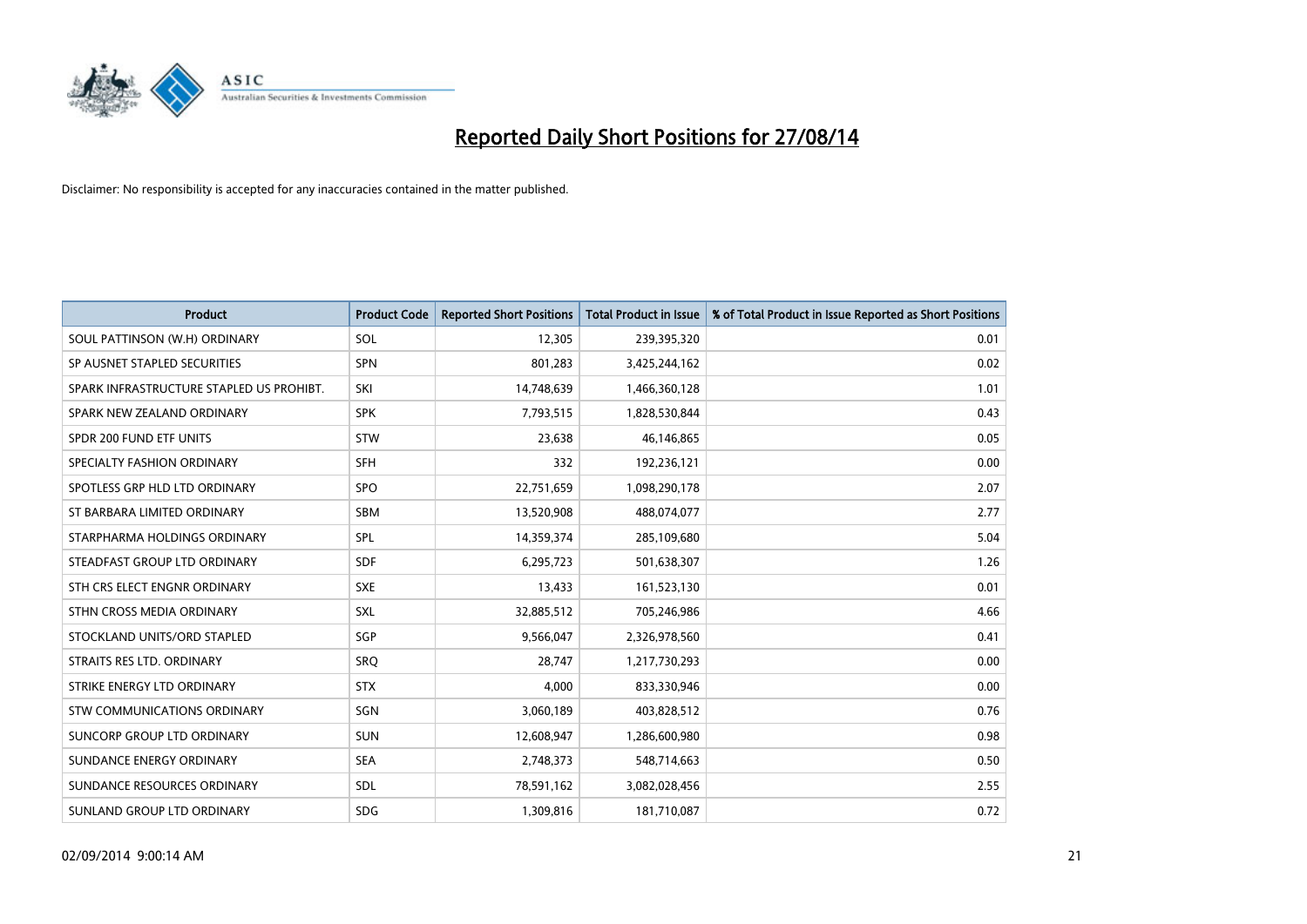# Reported Daily Short Positions for 27/08/14

Disclaimer: No responsibility is accepted for any inaccuracies contained in the matter published.

| Product | Product Code | Reported Short Positions | Total Product in Issue | % of Total Product in Issue Reported as Short Positions |
|---|---|---|---|---|
| SOUL PATTINSON (W.H) ORDINARY | SOL | 12,305 | 239,395,320 | 0.01 |
| SP AUSNET STAPLED SECURITIES | SPN | 801,283 | 3,425,244,162 | 0.02 |
| SPARK INFRASTRUCTURE STAPLED US PROHIBT. | SKI | 14,748,639 | 1,466,360,128 | 1.01 |
| SPARK NEW ZEALAND ORDINARY | SPK | 7,793,515 | 1,828,530,844 | 0.43 |
| SPDR 200 FUND ETF UNITS | STW | 23,638 | 46,146,865 | 0.05 |
| SPECIALTY FASHION ORDINARY | SFH | 332 | 192,236,121 | 0.00 |
| SPOTLESS GRP HLD LTD ORDINARY | SPO | 22,751,659 | 1,098,290,178 | 2.07 |
| ST BARBARA LIMITED ORDINARY | SBM | 13,520,908 | 488,074,077 | 2.77 |
| STARPHARMA HOLDINGS ORDINARY | SPL | 14,359,374 | 285,109,680 | 5.04 |
| STEADFAST GROUP LTD ORDINARY | SDF | 6,295,723 | 501,638,307 | 1.26 |
| STH CRS ELECT ENGNR ORDINARY | SXE | 13,433 | 161,523,130 | 0.01 |
| STHN CROSS MEDIA ORDINARY | SXL | 32,885,512 | 705,246,986 | 4.66 |
| STOCKLAND UNITS/ORD STAPLED | SGP | 9,566,047 | 2,326,978,560 | 0.41 |
| STRAITS RES LTD. ORDINARY | SRQ | 28,747 | 1,217,730,293 | 0.00 |
| STRIKE ENERGY LTD ORDINARY | STX | 4,000 | 833,330,946 | 0.00 |
| STW COMMUNICATIONS ORDINARY | SGN | 3,060,189 | 403,828,512 | 0.76 |
| SUNCORP GROUP LTD ORDINARY | SUN | 12,608,947 | 1,286,600,980 | 0.98 |
| SUNDANCE ENERGY ORDINARY | SEA | 2,748,373 | 548,714,663 | 0.50 |
| SUNDANCE RESOURCES ORDINARY | SDL | 78,591,162 | 3,082,028,456 | 2.55 |
| SUNLAND GROUP LTD ORDINARY | SDG | 1,309,816 | 181,710,087 | 0.72 |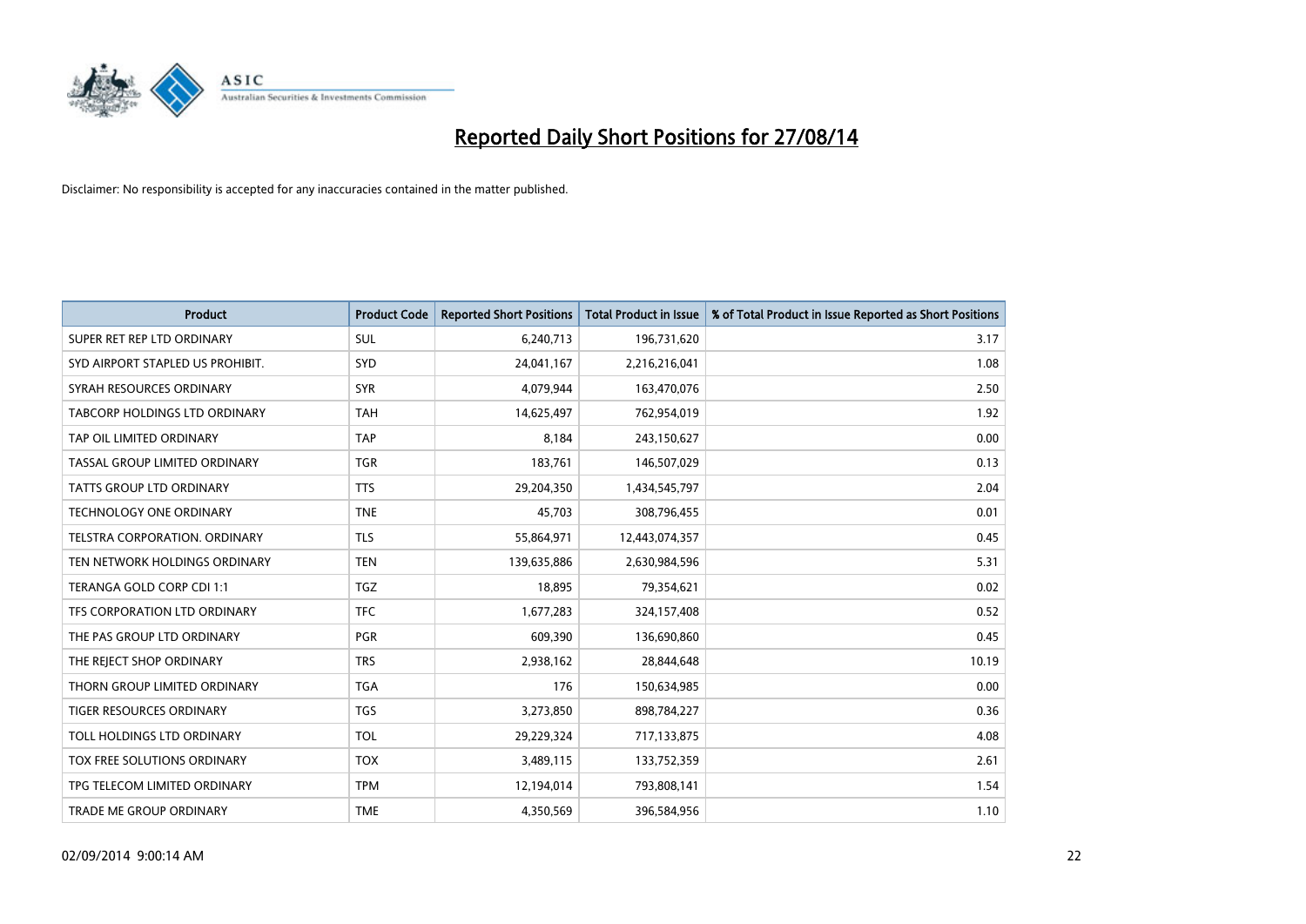# Reported Daily Short Positions for 27/08/14

Disclaimer: No responsibility is accepted for any inaccuracies contained in the matter published.

| Product | Product Code | Reported Short Positions | Total Product in Issue | % of Total Product in Issue Reported as Short Positions |
|---|---|---|---|---|
| SUPER RET REP LTD ORDINARY | SUL | 6,240,713 | 196,731,620 | 3.17 |
| SYD AIRPORT STAPLED US PROHIBIT. | SYD | 24,041,167 | 2,216,216,041 | 1.08 |
| SYRAH RESOURCES ORDINARY | SYR | 4,079,944 | 163,470,076 | 2.50 |
| TABCORP HOLDINGS LTD ORDINARY | TAH | 14,625,497 | 762,954,019 | 1.92 |
| TAP OIL LIMITED ORDINARY | TAP | 8,184 | 243,150,627 | 0.00 |
| TASSAL GROUP LIMITED ORDINARY | TGR | 183,761 | 146,507,029 | 0.13 |
| TATTS GROUP LTD ORDINARY | TTS | 29,204,350 | 1,434,545,797 | 2.04 |
| TECHNOLOGY ONE ORDINARY | TNE | 45,703 | 308,796,455 | 0.01 |
| TELSTRA CORPORATION. ORDINARY | TLS | 55,864,971 | 12,443,074,357 | 0.45 |
| TEN NETWORK HOLDINGS ORDINARY | TEN | 139,635,886 | 2,630,984,596 | 5.31 |
| TERANGA GOLD CORP CDI 1:1 | TGZ | 18,895 | 79,354,621 | 0.02 |
| TFS CORPORATION LTD ORDINARY | TFC | 1,677,283 | 324,157,408 | 0.52 |
| THE PAS GROUP LTD ORDINARY | PGR | 609,390 | 136,690,860 | 0.45 |
| THE REJECT SHOP ORDINARY | TRS | 2,938,162 | 28,844,648 | 10.19 |
| THORN GROUP LIMITED ORDINARY | TGA | 176 | 150,634,985 | 0.00 |
| TIGER RESOURCES ORDINARY | TGS | 3,273,850 | 898,784,227 | 0.36 |
| TOLL HOLDINGS LTD ORDINARY | TOL | 29,229,324 | 717,133,875 | 4.08 |
| TOX FREE SOLUTIONS ORDINARY | TOX | 3,489,115 | 133,752,359 | 2.61 |
| TPG TELECOM LIMITED ORDINARY | TPM | 12,194,014 | 793,808,141 | 1.54 |
| TRADE ME GROUP ORDINARY | TME | 4,350,569 | 396,584,956 | 1.10 |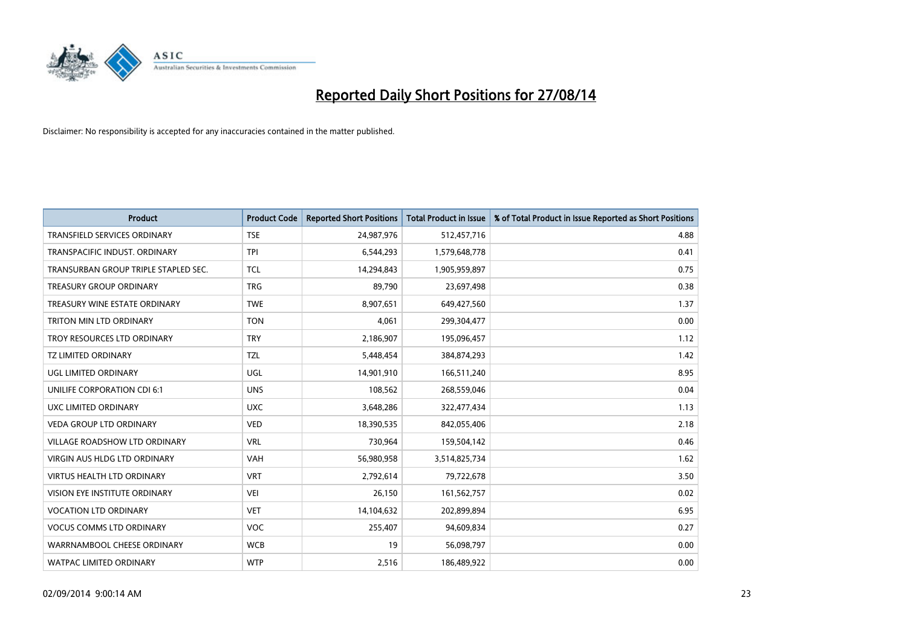# Reported Daily Short Positions for 27/08/14

Disclaimer: No responsibility is accepted for any inaccuracies contained in the matter published.

| Product | Product Code | Reported Short Positions | Total Product in Issue | % of Total Product in Issue Reported as Short Positions |
|---|---|---|---|---|
| TRANSFIELD SERVICES ORDINARY | TSE | 24,987,976 | 512,457,716 | 4.88 |
| TRANSPACIFIC INDUST. ORDINARY | TPI | 6,544,293 | 1,579,648,778 | 0.41 |
| TRANSURBAN GROUP TRIPLE STAPLED SEC. | TCL | 14,294,843 | 1,905,959,897 | 0.75 |
| TREASURY GROUP ORDINARY | TRG | 89,790 | 23,697,498 | 0.38 |
| TREASURY WINE ESTATE ORDINARY | TWE | 8,907,651 | 649,427,560 | 1.37 |
| TRITON MIN LTD ORDINARY | TON | 4,061 | 299,304,477 | 0.00 |
| TROY RESOURCES LTD ORDINARY | TRY | 2,186,907 | 195,096,457 | 1.12 |
| TZ LIMITED ORDINARY | TZL | 5,448,454 | 384,874,293 | 1.42 |
| UGL LIMITED ORDINARY | UGL | 14,901,910 | 166,511,240 | 8.95 |
| UNILIFE CORPORATION CDI 6:1 | UNS | 108,562 | 268,559,046 | 0.04 |
| UXC LIMITED ORDINARY | UXC | 3,648,286 | 322,477,434 | 1.13 |
| VEDA GROUP LTD ORDINARY | VED | 18,390,535 | 842,055,406 | 2.18 |
| VILLAGE ROADSHOW LTD ORDINARY | VRL | 730,964 | 159,504,142 | 0.46 |
| VIRGIN AUS HLDG LTD ORDINARY | VAH | 56,980,958 | 3,514,825,734 | 1.62 |
| VIRTUS HEALTH LTD ORDINARY | VRT | 2,792,614 | 79,722,678 | 3.50 |
| VISION EYE INSTITUTE ORDINARY | VEI | 26,150 | 161,562,757 | 0.02 |
| VOCATION LTD ORDINARY | VET | 14,104,632 | 202,899,894 | 6.95 |
| VOCUS COMMS LTD ORDINARY | VOC | 255,407 | 94,609,834 | 0.27 |
| WARRNAMBOOL CHEESE ORDINARY | WCB | 19 | 56,098,797 | 0.00 |
| WATPAC LIMITED ORDINARY | WTP | 2,516 | 186,489,922 | 0.00 |

02/09/2014 9:00:14 AM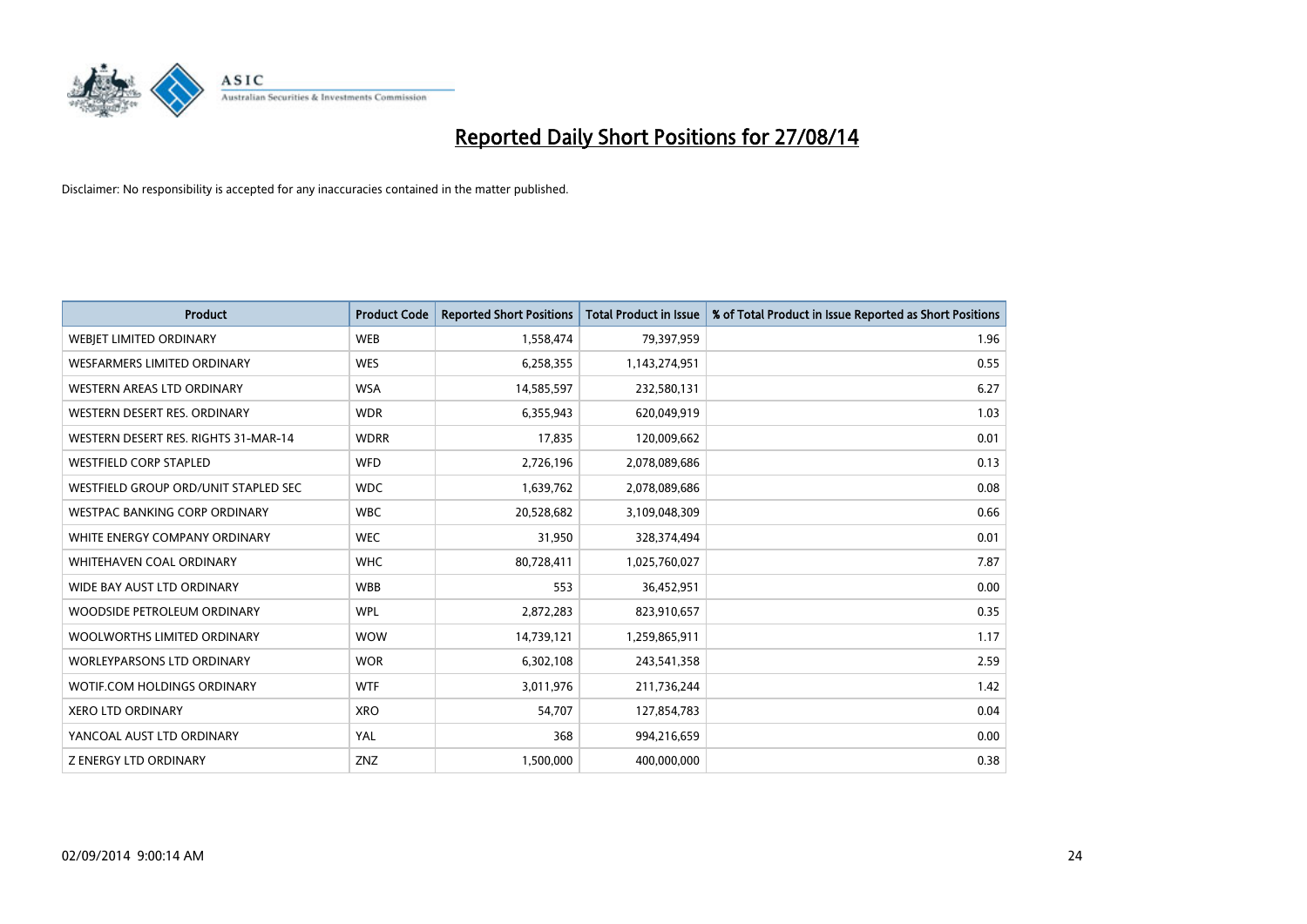# Reported Daily Short Positions for 27/08/14

Disclaimer: No responsibility is accepted for any inaccuracies contained in the matter published.

| Product | Product Code | Reported Short Positions | Total Product in Issue | % of Total Product in Issue Reported as Short Positions |
|---|---|---|---|---|
| WEBJET LIMITED ORDINARY | WEB | 1,558,474 | 79,397,959 | 1.96 |
| WESFARMERS LIMITED ORDINARY | WES | 6,258,355 | 1,143,274,951 | 0.55 |
| WESTERN AREAS LTD ORDINARY | WSA | 14,585,597 | 232,580,131 | 6.27 |
| WESTERN DESERT RES. ORDINARY | WDR | 6,355,943 | 620,049,919 | 1.03 |
| WESTERN DESERT RES. RIGHTS 31-MAR-14 | WDRR | 17,835 | 120,009,662 | 0.01 |
| WESTFIELD CORP STAPLED | WFD | 2,726,196 | 2,078,089,686 | 0.13 |
| WESTFIELD GROUP ORD/UNIT STAPLED SEC | WDC | 1,639,762 | 2,078,089,686 | 0.08 |
| WESTPAC BANKING CORP ORDINARY | WBC | 20,528,682 | 3,109,048,309 | 0.66 |
| WHITE ENERGY COMPANY ORDINARY | WEC | 31,950 | 328,374,494 | 0.01 |
| WHITEHAVEN COAL ORDINARY | WHC | 80,728,411 | 1,025,760,027 | 7.87 |
| WIDE BAY AUST LTD ORDINARY | WBB | 553 | 36,452,951 | 0.00 |
| WOODSIDE PETROLEUM ORDINARY | WPL | 2,872,283 | 823,910,657 | 0.35 |
| WOOLWORTHS LIMITED ORDINARY | WOW | 14,739,121 | 1,259,865,911 | 1.17 |
| WORLEYPARSONS LTD ORDINARY | WOR | 6,302,108 | 243,541,358 | 2.59 |
| WOTIF.COM HOLDINGS ORDINARY | WTF | 3,011,976 | 211,736,244 | 1.42 |
| XERO LTD ORDINARY | XRO | 54,707 | 127,854,783 | 0.04 |
| YANCOAL AUST LTD ORDINARY | YAL | 368 | 994,216,659 | 0.00 |
| Z ENERGY LTD ORDINARY | ZNZ | 1,500,000 | 400,000,000 | 0.38 |